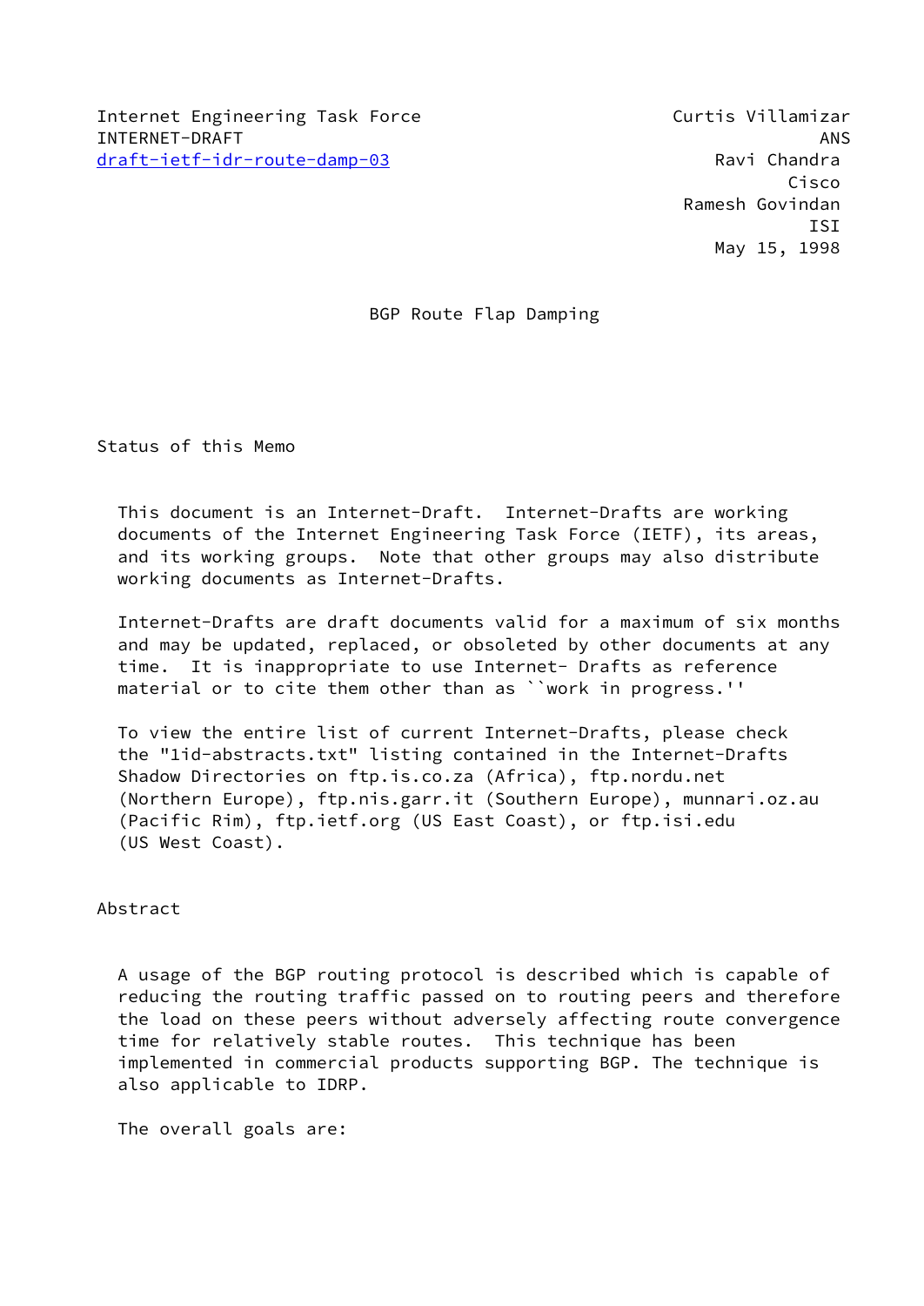Internet Engineering Task Force
INTERNET-DRAFT
draft-ietf-idr-route-damp-03

Curtis Villamizar
ANS
Ravi Chandra
Cisco
Ramesh Govindan
ISI
May 15, 1998

# BGP Route Flap Damping

## Status of this Memo

This document is an Internet-Draft. Internet-Drafts are working documents of the Internet Engineering Task Force (IETF), its areas, and its working groups. Note that other groups may also distribute working documents as Internet-Drafts.

Internet-Drafts are draft documents valid for a maximum of six months and may be updated, replaced, or obsoleted by other documents at any time. It is inappropriate to use Internet- Drafts as reference material or to cite them other than as ``work in progress.''

To view the entire list of current Internet-Drafts, please check the "1id-abstracts.txt" listing contained in the Internet-Drafts Shadow Directories on ftp.is.co.za (Africa), ftp.nordu.net (Northern Europe), ftp.nis.garr.it (Southern Europe), munnari.oz.au (Pacific Rim), ftp.ietf.org (US East Coast), or ftp.isi.edu (US West Coast).

## Abstract

A usage of the BGP routing protocol is described which is capable of reducing the routing traffic passed on to routing peers and therefore the load on these peers without adversely affecting route convergence time for relatively stable routes. This technique has been implemented in commercial products supporting BGP. The technique is also applicable to IDRP.

The overall goals are: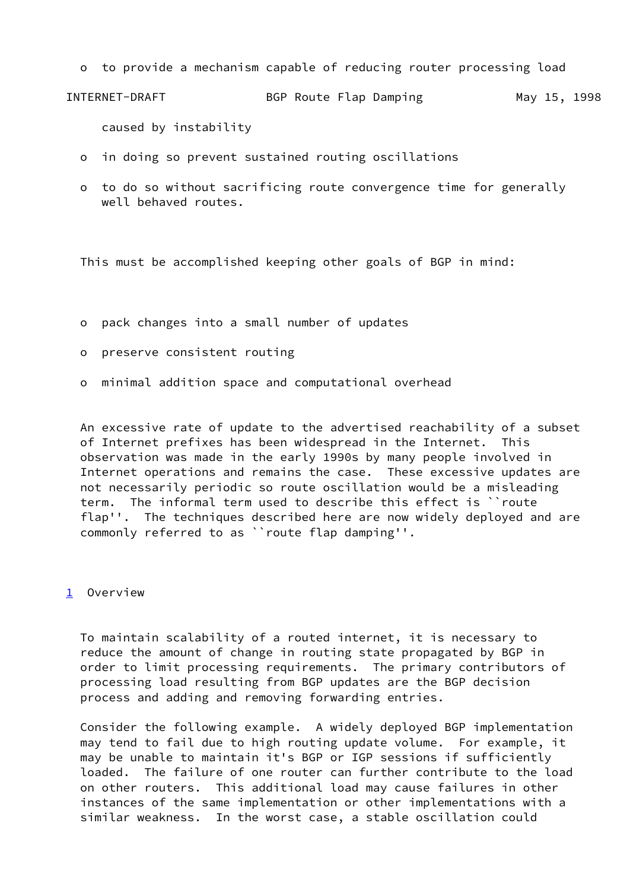- to provide a mechanism capable of reducing router processing load caused by instability

- in doing so prevent sustained routing oscillations

- to do so without sacrificing route convergence time for generally well behaved routes.

This must be accomplished keeping other goals of BGP in mind:

- pack changes into a small number of updates

- preserve consistent routing

- minimal addition space and computational overhead

An excessive rate of update to the advertised reachability of a subset of Internet prefixes has been widespread in the Internet. This observation was made in the early 1990s by many people involved in Internet operations and remains the case. These excessive updates are not necessarily periodic so route oscillation would be a misleading term. The informal term used to describe this effect is ``route flap''. The techniques described here are now widely deployed and are commonly referred to as ``route flap damping''.

## 1 Overview

To maintain scalability of a routed internet, it is necessary to reduce the amount of change in routing state propagated by BGP in order to limit processing requirements. The primary contributors of processing load resulting from BGP updates are the BGP decision process and adding and removing forwarding entries.

Consider the following example. A widely deployed BGP implementation may tend to fail due to high routing update volume. For example, it may be unable to maintain it's BGP or IGP sessions if sufficiently loaded. The failure of one router can further contribute to the load on other routers. This additional load may cause failures in other instances of the same implementation or other implementations with a similar weakness. In the worst case, a stable oscillation could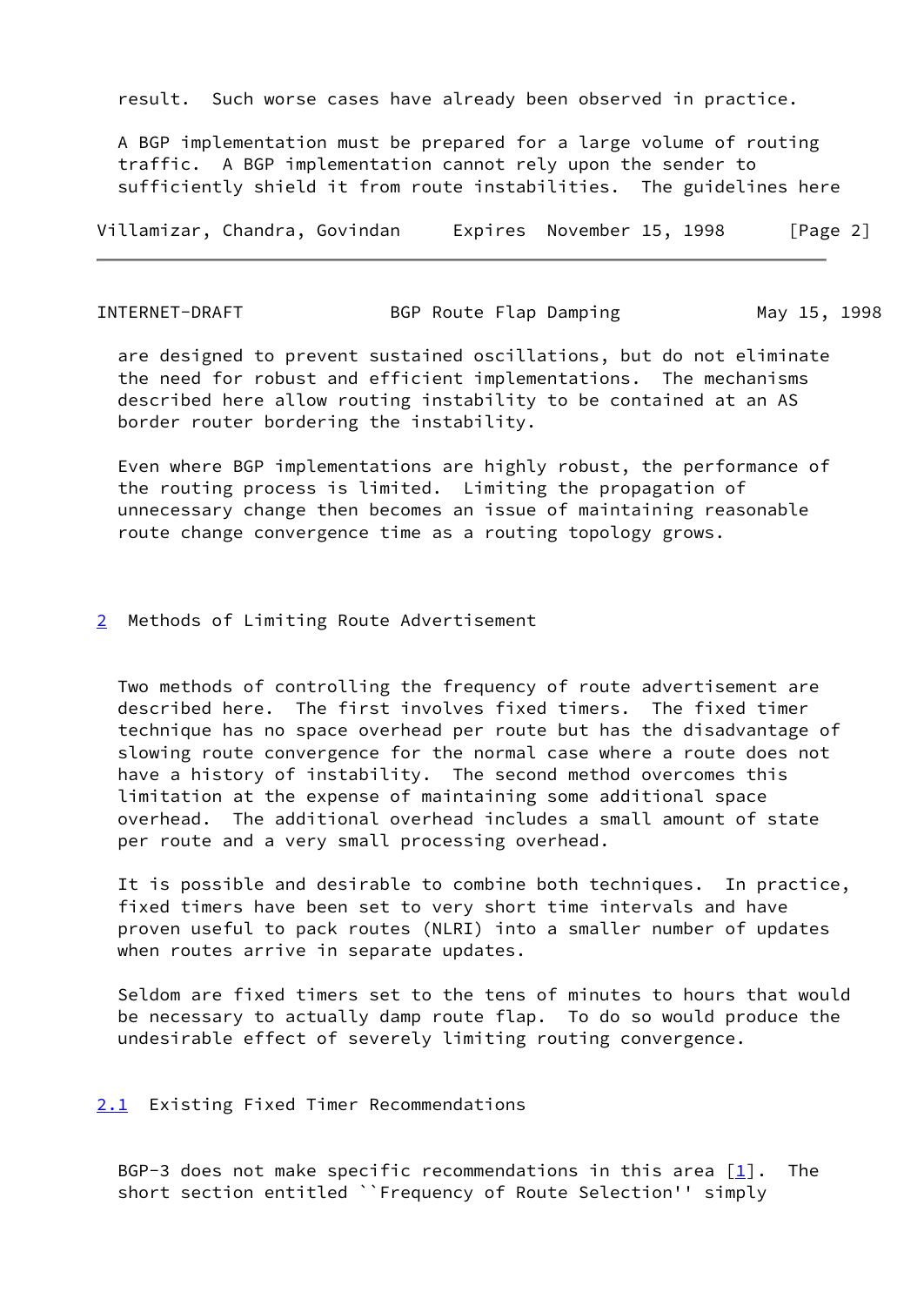result. Such worse cases have already been observed in practice.

A BGP implementation must be prepared for a large volume of routing traffic. A BGP implementation cannot rely upon the sender to sufficiently shield it from route instabilities. The guidelines here are designed to prevent sustained oscillations, but do not eliminate the need for robust and efficient implementations. The mechanisms described here allow routing instability to be contained at an AS border router bordering the instability.

Even where BGP implementations are highly robust, the performance of the routing process is limited. Limiting the propagation of unnecessary change then becomes an issue of maintaining reasonable route change convergence time as a routing topology grows.

## 2 Methods of Limiting Route Advertisement

Two methods of controlling the frequency of route advertisement are described here. The first involves fixed timers. The fixed timer technique has no space overhead per route but has the disadvantage of slowing route convergence for the normal case where a route does not have a history of instability. The second method overcomes this limitation at the expense of maintaining some additional space overhead. The additional overhead includes a small amount of state per route and a very small processing overhead.

It is possible and desirable to combine both techniques. In practice, fixed timers have been set to very short time intervals and have proven useful to pack routes (NLRI) into a smaller number of updates when routes arrive in separate updates.

Seldom are fixed timers set to the tens of minutes to hours that would be necessary to actually damp route flap. To do so would produce the undesirable effect of severely limiting routing convergence.

### 2.1 Existing Fixed Timer Recommendations

BGP-3 does not make specific recommendations in this area [1]. The short section entitled ``Frequency of Route Selection'' simply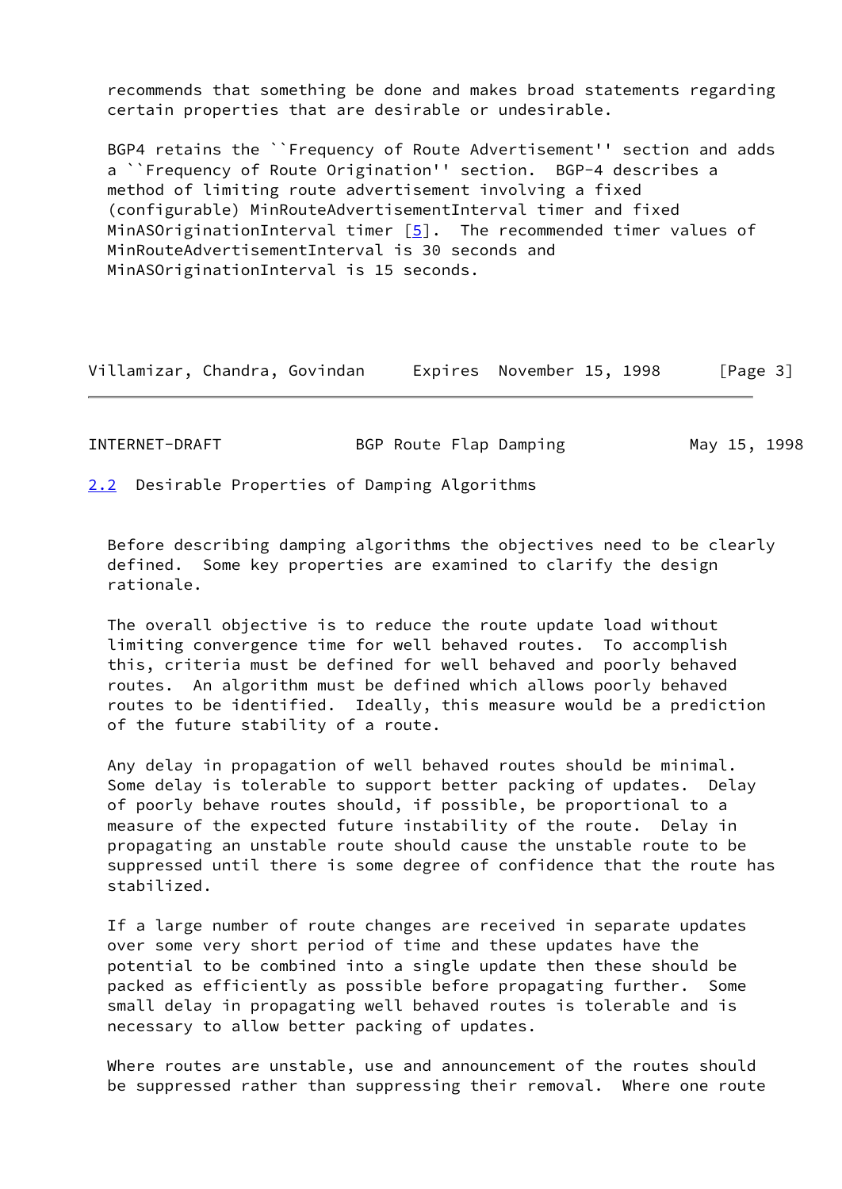recommends that something be done and makes broad statements regarding certain properties that are desirable or undesirable.

BGP4 retains the ``Frequency of Route Advertisement'' section and adds a ``Frequency of Route Origination'' section. BGP-4 describes a method of limiting route advertisement involving a fixed (configurable) MinRouteAdvertisementInterval timer and fixed MinASOriginationInterval timer [5]. The recommended timer values of MinRouteAdvertisementInterval is 30 seconds and MinASOriginationInterval is 15 seconds.

## 2.2 Desirable Properties of Damping Algorithms

Before describing damping algorithms the objectives need to be clearly defined. Some key properties are examined to clarify the design rationale.

The overall objective is to reduce the route update load without limiting convergence time for well behaved routes. To accomplish this, criteria must be defined for well behaved and poorly behaved routes. An algorithm must be defined which allows poorly behaved routes to be identified. Ideally, this measure would be a prediction of the future stability of a route.

Any delay in propagation of well behaved routes should be minimal. Some delay is tolerable to support better packing of updates. Delay of poorly behave routes should, if possible, be proportional to a measure of the expected future instability of the route. Delay in propagating an unstable route should cause the unstable route to be suppressed until there is some degree of confidence that the route has stabilized.

If a large number of route changes are received in separate updates over some very short period of time and these updates have the potential to be combined into a single update then these should be packed as efficiently as possible before propagating further. Some small delay in propagating well behaved routes is tolerable and is necessary to allow better packing of updates.

Where routes are unstable, use and announcement of the routes should be suppressed rather than suppressing their removal. Where one route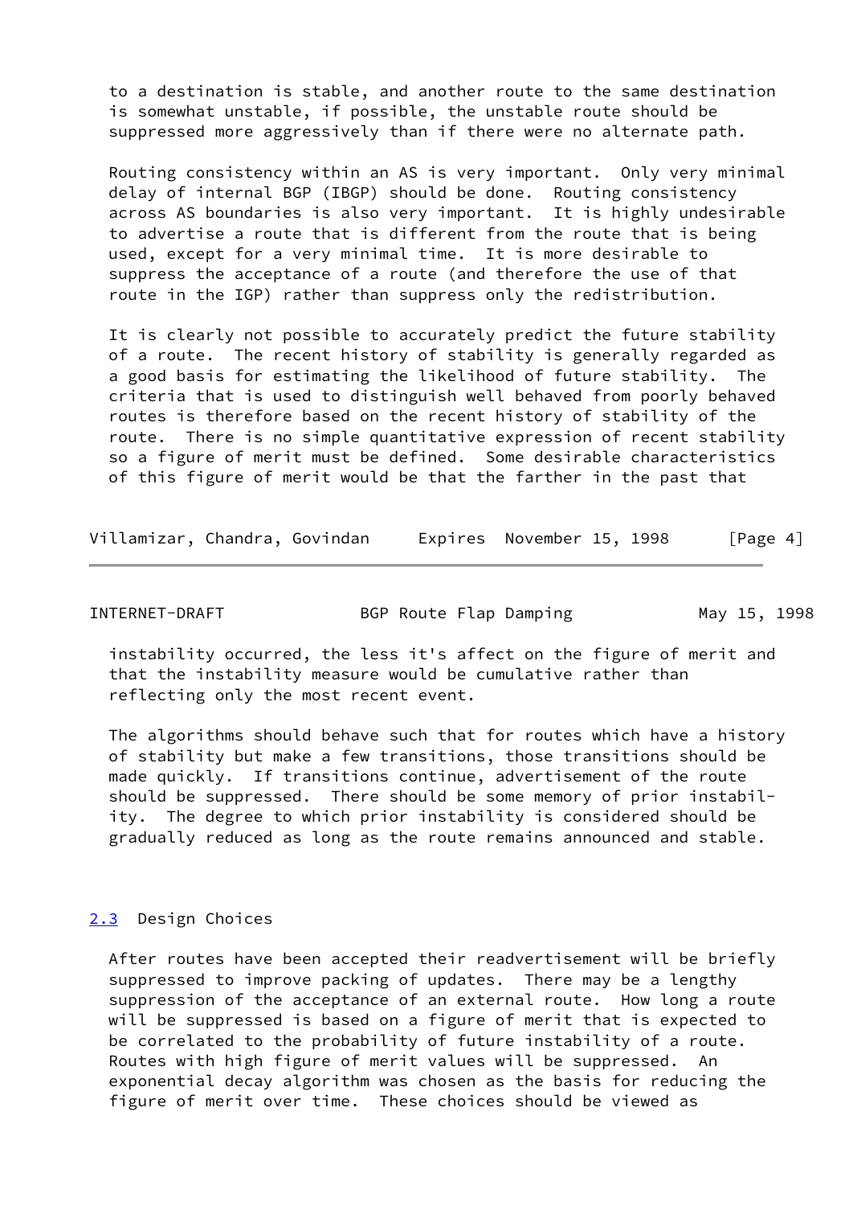to a destination is stable, and another route to the same destination is somewhat unstable, if possible, the unstable route should be suppressed more aggressively than if there were no alternate path.

Routing consistency within an AS is very important. Only very minimal delay of internal BGP (IBGP) should be done. Routing consistency across AS boundaries is also very important. It is highly undesirable to advertise a route that is different from the route that is being used, except for a very minimal time. It is more desirable to suppress the acceptance of a route (and therefore the use of that route in the IGP) rather than suppress only the redistribution.

It is clearly not possible to accurately predict the future stability of a route. The recent history of stability is generally regarded as a good basis for estimating the likelihood of future stability. The criteria that is used to distinguish well behaved from poorly behaved routes is therefore based on the recent history of stability of the route. There is no simple quantitative expression of recent stability so a figure of merit must be defined. Some desirable characteristics of this figure of merit would be that the farther in the past that instability occurred, the less it's affect on the figure of merit and that the instability measure would be cumulative rather than reflecting only the most recent event.

The algorithms should behave such that for routes which have a history of stability but make a few transitions, those transitions should be made quickly. If transitions continue, advertisement of the route should be suppressed. There should be some memory of prior instability. The degree to which prior instability is considered should be gradually reduced as long as the route remains announced and stable.

### 2.3 Design Choices

After routes have been accepted their readvertisement will be briefly suppressed to improve packing of updates. There may be a lengthy suppression of the acceptance of an external route. How long a route will be suppressed is based on a figure of merit that is expected to be correlated to the probability of future instability of a route. Routes with high figure of merit values will be suppressed. An exponential decay algorithm was chosen as the basis for reducing the figure of merit over time. These choices should be viewed as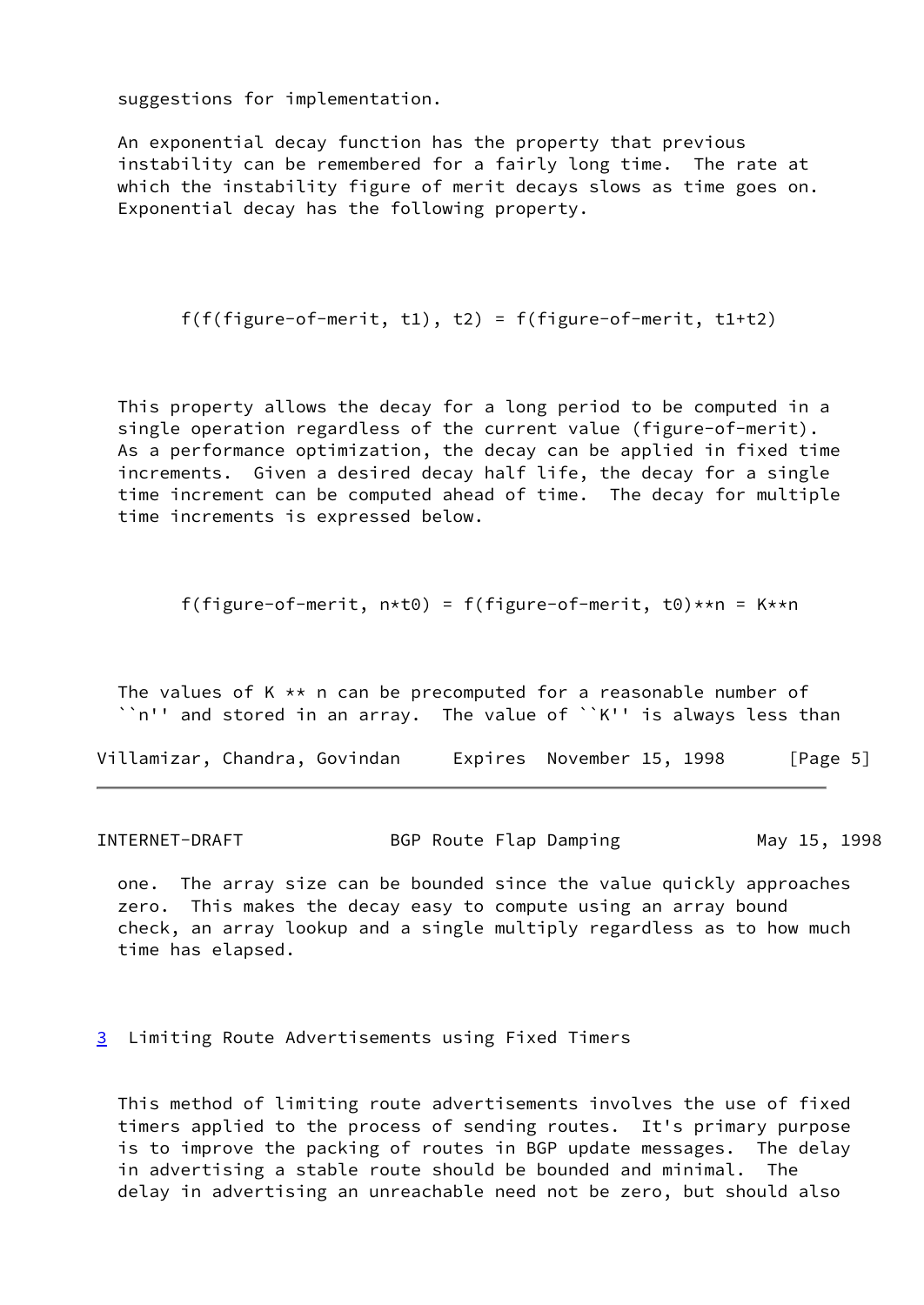suggestions for implementation.

An exponential decay function has the property that previous instability can be remembered for a fairly long time. The rate at which the instability figure of merit decays slows as time goes on. Exponential decay has the following property.

$$f(f(\text{figure-of-merit}, t1), t2) = f(\text{figure-of-merit}, t1+t2)$$

This property allows the decay for a long period to be computed in a single operation regardless of the current value (figure-of-merit). As a performance optimization, the decay can be applied in fixed time increments. Given a desired decay half life, the decay for a single time increment can be computed ahead of time. The decay for multiple time increments is expressed below.

$$f(\text{figure-of-merit}, n*t0) = f(\text{figure-of-merit}, t0)^{n} = K^{n}$$

The values of K ** n can be precomputed for a reasonable number of ``n'' and stored in an array. The value of ``K'' is always less than one. The array size can be bounded since the value quickly approaches zero. This makes the decay easy to compute using an array bound check, an array lookup and a single multiply regardless as to how much time has elapsed.

## 3 Limiting Route Advertisements using Fixed Timers

This method of limiting route advertisements involves the use of fixed timers applied to the process of sending routes. It's primary purpose is to improve the packing of routes in BGP update messages. The delay in advertising a stable route should be bounded and minimal. The delay in advertising an unreachable need not be zero, but should also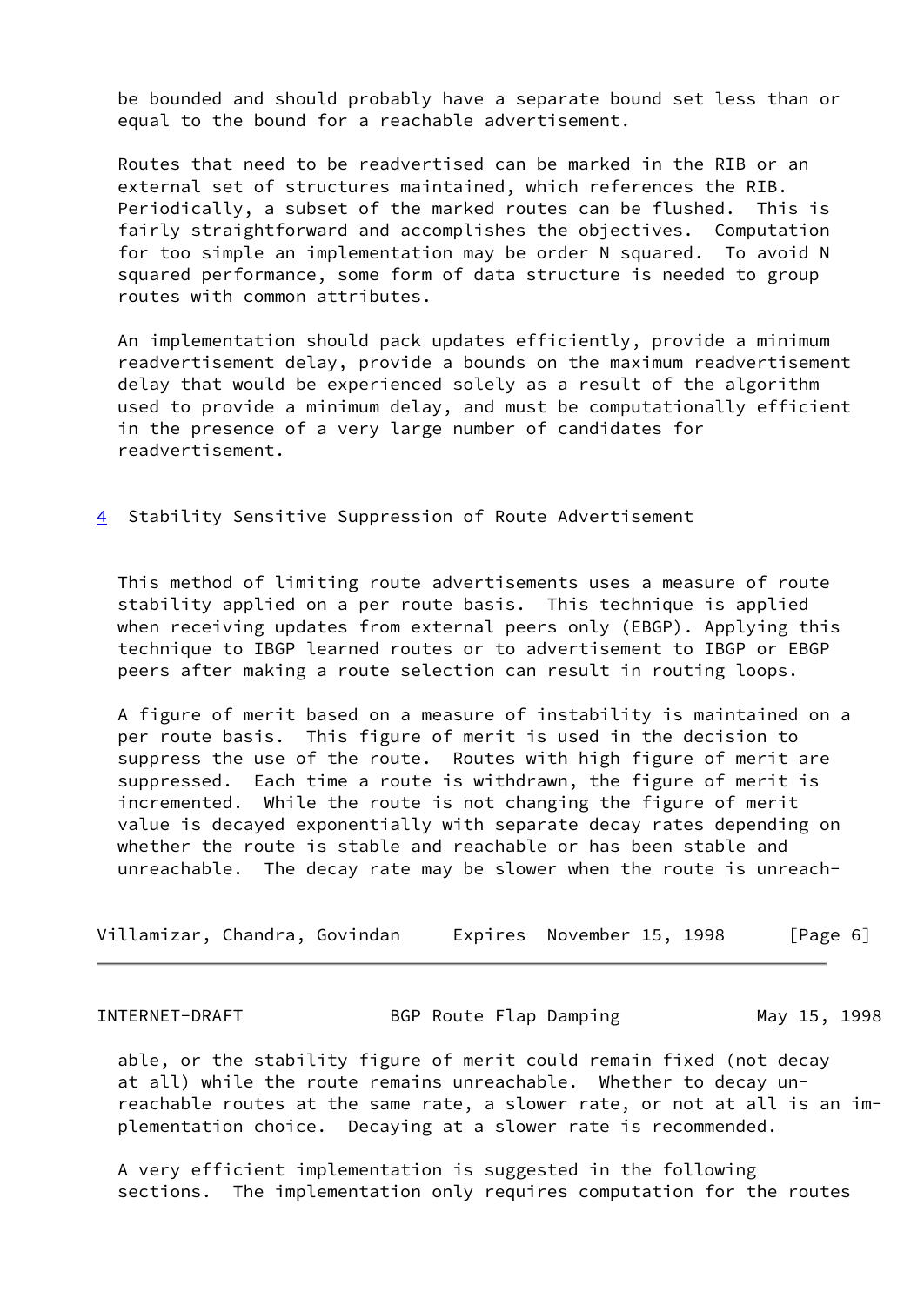be bounded and should probably have a separate bound set less than or equal to the bound for a reachable advertisement.

Routes that need to be readvertised can be marked in the RIB or an external set of structures maintained, which references the RIB. Periodically, a subset of the marked routes can be flushed. This is fairly straightforward and accomplishes the objectives. Computation for too simple an implementation may be order N squared. To avoid N squared performance, some form of data structure is needed to group routes with common attributes.

An implementation should pack updates efficiently, provide a minimum readvertisement delay, provide a bounds on the maximum readvertisement delay that would be experienced solely as a result of the algorithm used to provide a minimum delay, and must be computationally efficient in the presence of a very large number of candidates for readvertisement.

## 4 Stability Sensitive Suppression of Route Advertisement

This method of limiting route advertisements uses a measure of route stability applied on a per route basis. This technique is applied when receiving updates from external peers only (EBGP). Applying this technique to IBGP learned routes or to advertisement to IBGP or EBGP peers after making a route selection can result in routing loops.

A figure of merit based on a measure of instability is maintained on a per route basis. This figure of merit is used in the decision to suppress the use of the route. Routes with high figure of merit are suppressed. Each time a route is withdrawn, the figure of merit is incremented. While the route is not changing the figure of merit value is decayed exponentially with separate decay rates depending on whether the route is stable and reachable or has been stable and unreachable. The decay rate may be slower when the route is unreachable, or the stability figure of merit could remain fixed (not decay at all) while the route remains unreachable. Whether to decay unreachable routes at the same rate, a slower rate, or not at all is an implementation choice. Decaying at a slower rate is recommended.

A very efficient implementation is suggested in the following sections. The implementation only requires computation for the routes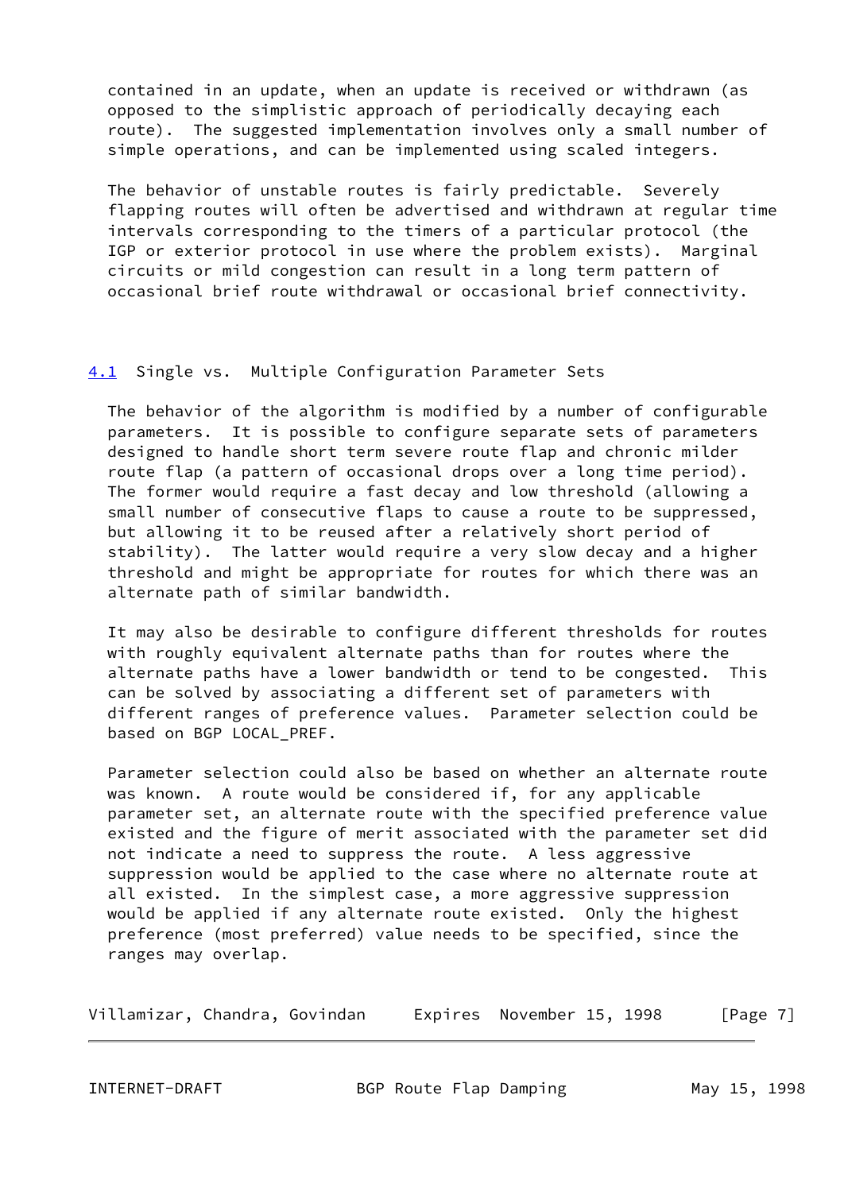contained in an update, when an update is received or withdrawn (as opposed to the simplistic approach of periodically decaying each route). The suggested implementation involves only a small number of simple operations, and can be implemented using scaled integers.

The behavior of unstable routes is fairly predictable. Severely flapping routes will often be advertised and withdrawn at regular time intervals corresponding to the timers of a particular protocol (the IGP or exterior protocol in use where the problem exists). Marginal circuits or mild congestion can result in a long term pattern of occasional brief route withdrawal or occasional brief connectivity.

### 4.1 Single vs. Multiple Configuration Parameter Sets

The behavior of the algorithm is modified by a number of configurable parameters. It is possible to configure separate sets of parameters designed to handle short term severe route flap and chronic milder route flap (a pattern of occasional drops over a long time period). The former would require a fast decay and low threshold (allowing a small number of consecutive flaps to cause a route to be suppressed, but allowing it to be reused after a relatively short period of stability). The latter would require a very slow decay and a higher threshold and might be appropriate for routes for which there was an alternate path of similar bandwidth.

It may also be desirable to configure different thresholds for routes with roughly equivalent alternate paths than for routes where the alternate paths have a lower bandwidth or tend to be congested. This can be solved by associating a different set of parameters with different ranges of preference values. Parameter selection could be based on BGP LOCAL_PREF.

Parameter selection could also be based on whether an alternate route was known. A route would be considered if, for any applicable parameter set, an alternate route with the specified preference value existed and the figure of merit associated with the parameter set did not indicate a need to suppress the route. A less aggressive suppression would be applied to the case where no alternate route at all existed. In the simplest case, a more aggressive suppression would be applied if any alternate route existed. Only the highest preference (most preferred) value needs to be specified, since the ranges may overlap.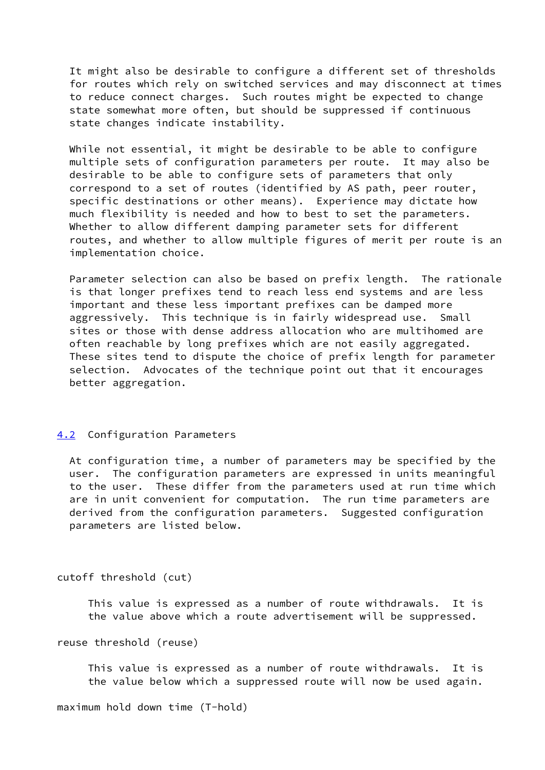It might also be desirable to configure a different set of thresholds for routes which rely on switched services and may disconnect at times to reduce connect charges. Such routes might be expected to change state somewhat more often, but should be suppressed if continuous state changes indicate instability.

While not essential, it might be desirable to be able to configure multiple sets of configuration parameters per route. It may also be desirable to be able to configure sets of parameters that only correspond to a set of routes (identified by AS path, peer router, specific destinations or other means). Experience may dictate how much flexibility is needed and how to best to set the parameters. Whether to allow different damping parameter sets for different routes, and whether to allow multiple figures of merit per route is an implementation choice.

Parameter selection can also be based on prefix length. The rationale is that longer prefixes tend to reach less end systems and are less important and these less important prefixes can be damped more aggressively. This technique is in fairly widespread use. Small sites or those with dense address allocation who are multihomed are often reachable by long prefixes which are not easily aggregated. These sites tend to dispute the choice of prefix length for parameter selection. Advocates of the technique point out that it encourages better aggregation.

## 4.2 Configuration Parameters

At configuration time, a number of parameters may be specified by the user. The configuration parameters are expressed in units meaningful to the user. These differ from the parameters used at run time which are in unit convenient for computation. The run time parameters are derived from the configuration parameters. Suggested configuration parameters are listed below.

cutoff threshold (cut)

This value is expressed as a number of route withdrawals. It is the value above which a route advertisement will be suppressed.

reuse threshold (reuse)

This value is expressed as a number of route withdrawals. It is the value below which a suppressed route will now be used again.

maximum hold down time (T-hold)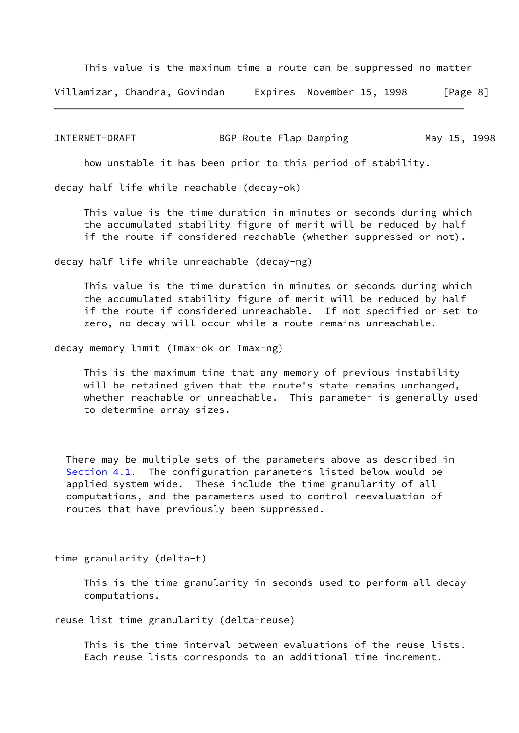This value is the maximum time a route can be suppressed no matter how unstable it has been prior to this period of stability.

decay half life while reachable (decay-ok)

This value is the time duration in minutes or seconds during which the accumulated stability figure of merit will be reduced by half if the route if considered reachable (whether suppressed or not).

decay half life while unreachable (decay-ng)

This value is the time duration in minutes or seconds during which the accumulated stability figure of merit will be reduced by half if the route if considered unreachable. If not specified or set to zero, no decay will occur while a route remains unreachable.

decay memory limit (Tmax-ok or Tmax-ng)

This is the maximum time that any memory of previous instability will be retained given that the route's state remains unchanged, whether reachable or unreachable. This parameter is generally used to determine array sizes.

There may be multiple sets of the parameters above as described in Section 4.1. The configuration parameters listed below would be applied system wide. These include the time granularity of all computations, and the parameters used to control reevaluation of routes that have previously been suppressed.

time granularity (delta-t)

This is the time granularity in seconds used to perform all decay computations.

reuse list time granularity (delta-reuse)

This is the time interval between evaluations of the reuse lists. Each reuse lists corresponds to an additional time increment.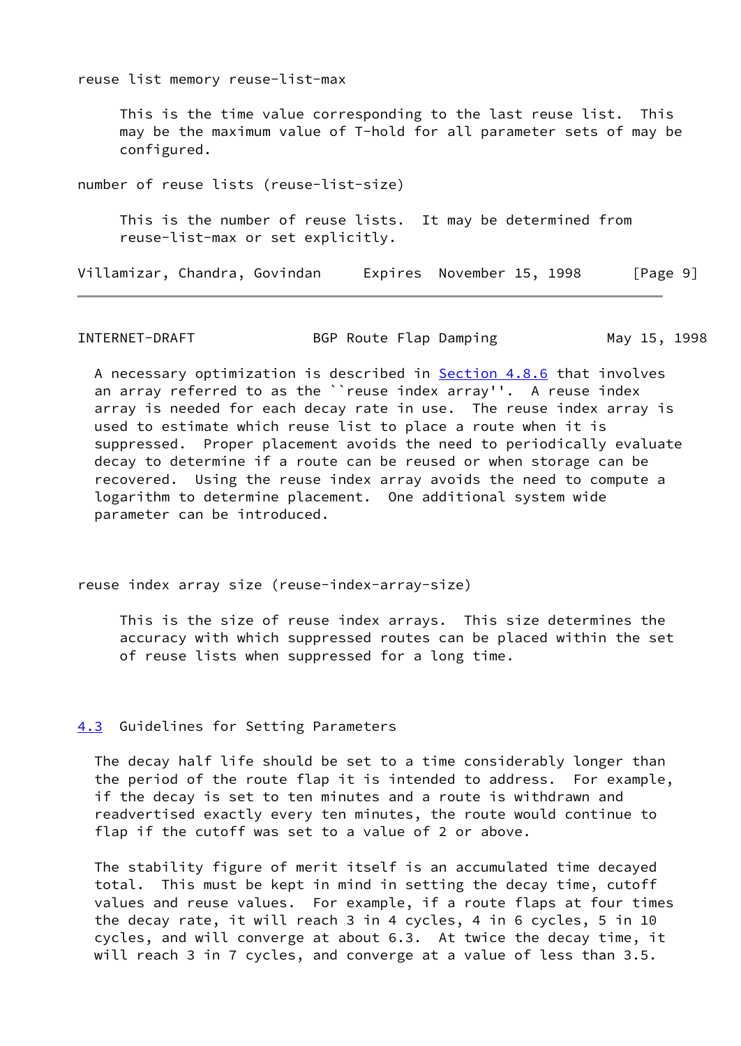reuse list memory reuse-list-max

This is the time value corresponding to the last reuse list. This may be the maximum value of T-hold for all parameter sets of may be configured.

number of reuse lists (reuse-list-size)

This is the number of reuse lists. It may be determined from reuse-list-max or set explicitly.

A necessary optimization is described in Section 4.8.6 that involves an array referred to as the ``reuse index array''. A reuse index array is needed for each decay rate in use. The reuse index array is used to estimate which reuse list to place a route when it is suppressed. Proper placement avoids the need to periodically evaluate decay to determine if a route can be reused or when storage can be recovered. Using the reuse index array avoids the need to compute a logarithm to determine placement. One additional system wide parameter can be introduced.

reuse index array size (reuse-index-array-size)

This is the size of reuse index arrays. This size determines the accuracy with which suppressed routes can be placed within the set of reuse lists when suppressed for a long time.

## 4.3 Guidelines for Setting Parameters

The decay half life should be set to a time considerably longer than the period of the route flap it is intended to address. For example, if the decay is set to ten minutes and a route is withdrawn and readvertised exactly every ten minutes, the route would continue to flap if the cutoff was set to a value of 2 or above.

The stability figure of merit itself is an accumulated time decayed total. This must be kept in mind in setting the decay time, cutoff values and reuse values. For example, if a route flaps at four times the decay rate, it will reach 3 in 4 cycles, 4 in 6 cycles, 5 in 10 cycles, and will converge at about 6.3. At twice the decay time, it will reach 3 in 7 cycles, and converge at a value of less than 3.5.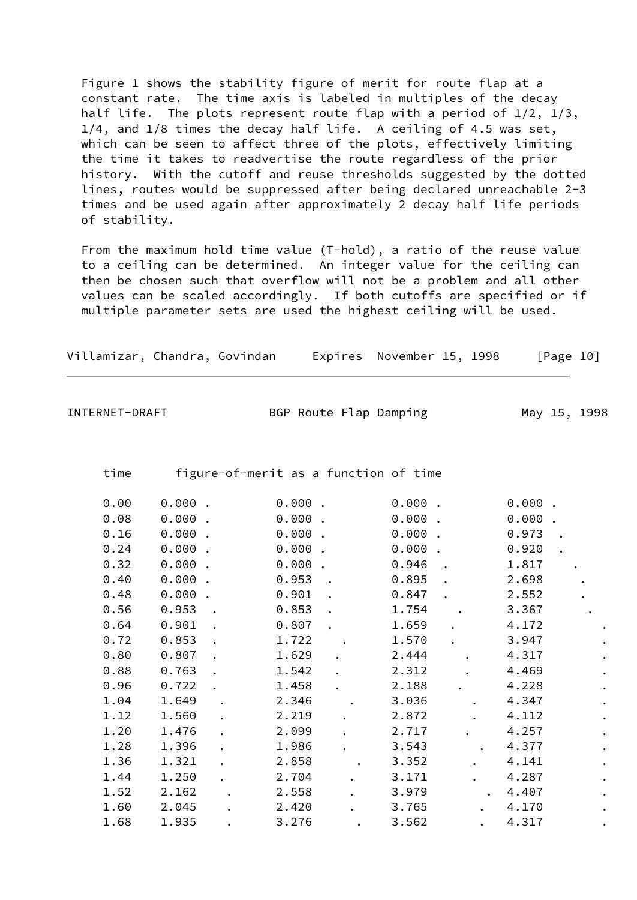Figure 1 shows the stability figure of merit for route flap at a constant rate. The time axis is labeled in multiples of the decay half life. The plots represent route flap with a period of 1/2, 1/3, 1/4, and 1/8 times the decay half life. A ceiling of 4.5 was set, which can be seen to affect three of the plots, effectively limiting the time it takes to readvertise the route regardless of the prior history. With the cutoff and reuse thresholds suggested by the dotted lines, routes would be suppressed after being declared unreachable 2-3 times and be used again after approximately 2 decay half life periods of stability.

From the maximum hold time value (T-hold), a ratio of the reuse value to a ceiling can be determined. An integer value for the ceiling can then be chosen such that overflow will not be a problem and all other values can be scaled accordingly. If both cutoffs are specified or if multiple parameter sets are used the highest ceiling will be used.

```
   time      figure-of-merit as a function of time

   0.00    0.000 .         0.000 .         0.000 .         0.000 .
   0.08    0.000 .         0.000 .         0.000 .         0.000 .
   0.16    0.000 .         0.000 .         0.000 .         0.973  .
   0.24    0.000 .         0.000 .         0.000 .         0.920  .
   0.32    0.000 .         0.000 .         0.946  .        1.817    .
   0.40    0.000 .         0.953  .        0.895  .        2.698     .
   0.48    0.000 .         0.901  .        0.847  .        2.552     .
   0.56    0.953  .        0.853  .        1.754    .      3.367      .
   0.64    0.901  .        0.807  .        1.659   .       4.172        .
   0.72    0.853  .        1.722    .      1.570   .       3.947        .
   0.80    0.807  .        1.629   .       2.444     .     4.317        .
   0.88    0.763  .        1.542   .       2.312     .     4.469        .
   0.96    0.722  .        1.458   .       2.188    .      4.228        .
   1.04    1.649   .       2.346     .     3.036      .    4.347        .
   1.12    1.560   .       2.219    .      2.872      .    4.112        .
   1.20    1.476   .       2.099    .      2.717     .     4.257        .
   1.28    1.396   .       1.986    .      3.543       .   4.377        .
   1.36    1.321   .       2.858      .    3.352      .    4.141        .
   1.44    1.250   .       2.704     .     3.171      .    4.287        .
   1.52    2.162    .      2.558     .     3.979        .  4.407        .
   1.60    2.045    .      2.420     .     3.765       .   4.170        .
   1.68    1.935    .      3.276      .    3.562       .   4.317        .
```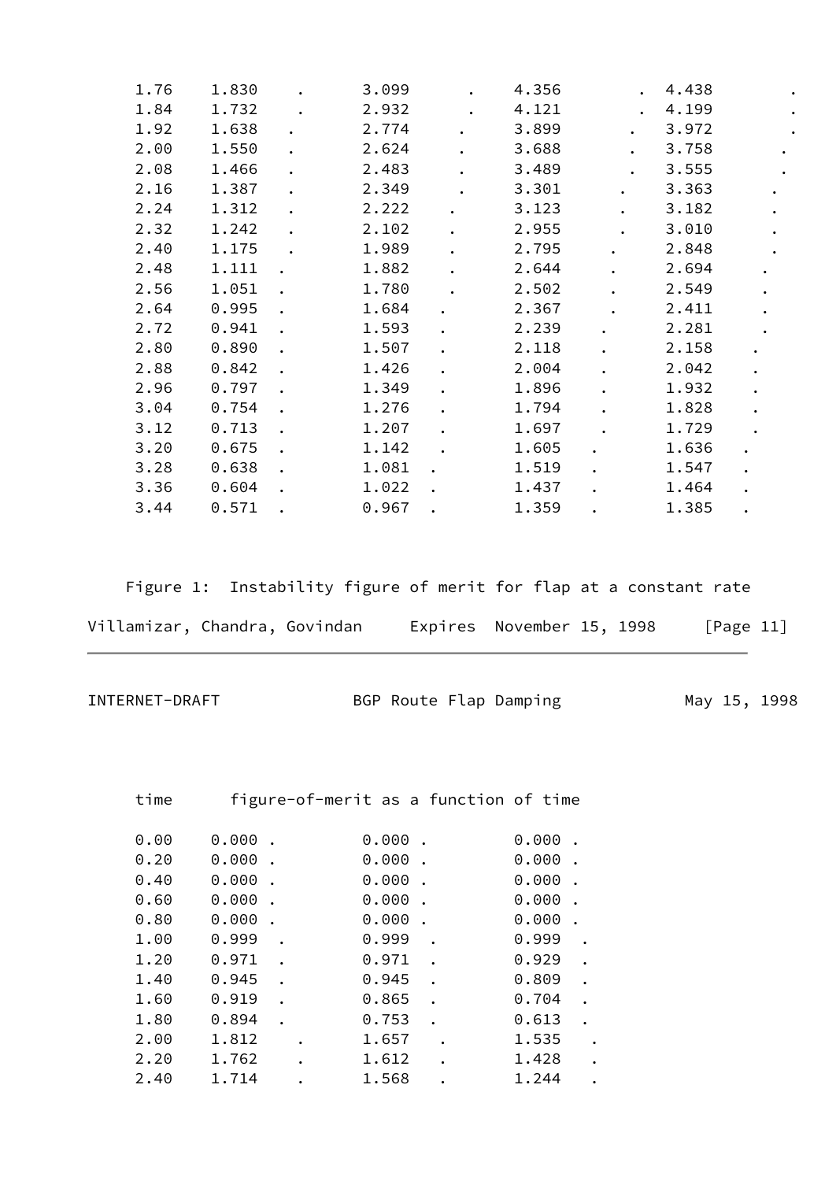```
 1.76    1.830    .        3.099      .     4.356        .  4.438        .
 1.84    1.732    .        2.932      .     4.121        .  4.199        .
 1.92    1.638   .         2.774     .      3.899       .   3.972        .
 2.00    1.550   .         2.624     .      3.688       .   3.758       .
 2.08    1.466   .         2.483     .      3.489       .   3.555       .
 2.16    1.387   .         2.349     .      3.301      .    3.363      .
 2.24    1.312   .         2.222    .       3.123      .    3.182      .
 2.32    1.242   .         2.102    .       2.955      .    3.010      .
 2.40    1.175   .         1.989    .       2.795     .     2.848      .
 2.48    1.111  .          1.882    .       2.644     .     2.694     .
 2.56    1.051  .          1.780    .       2.502     .     2.549     .
 2.64    0.995  .          1.684   .        2.367     .     2.411     .
 2.72    0.941  .          1.593   .        2.239    .      2.281     .
 2.80    0.890  .          1.507   .        2.118    .      2.158    .
 2.88    0.842  .          1.426   .        2.004    .      2.042    .
 2.96    0.797  .          1.349   .        1.896    .      1.932    .
 3.04    0.754  .          1.276   .        1.794    .      1.828    .
 3.12    0.713  .          1.207   .        1.697    .      1.729    .
 3.20    0.675  .          1.142   .        1.605   .       1.636   .
 3.28    0.638  .          1.081  .         1.519   .       1.547   .
 3.36    0.604  .          1.022  .         1.437   .       1.464   .
 3.44    0.571  .          0.967  .         1.359   .       1.385   .
```

Figure 1: Instability figure of merit for flap at a constant rate

```
 time      figure-of-merit as a function of time

 0.00    0.000 .         0.000 .         0.000 .
 0.20    0.000 .         0.000 .         0.000 .
 0.40    0.000 .         0.000 .         0.000 .
 0.60    0.000 .         0.000 .         0.000 .
 0.80    0.000 .         0.000 .         0.000 .
 1.00    0.999  .        0.999  .        0.999  .
 1.20    0.971  .        0.971  .        0.929  .
 1.40    0.945  .        0.945  .        0.809  .
 1.60    0.919  .        0.865  .        0.704  .
 1.80    0.894  .        0.753  .        0.613  .
 2.00    1.812    .      1.657   .       1.535   .
 2.20    1.762    .      1.612   .       1.428   .
 2.40    1.714    .      1.568   .       1.244   .
```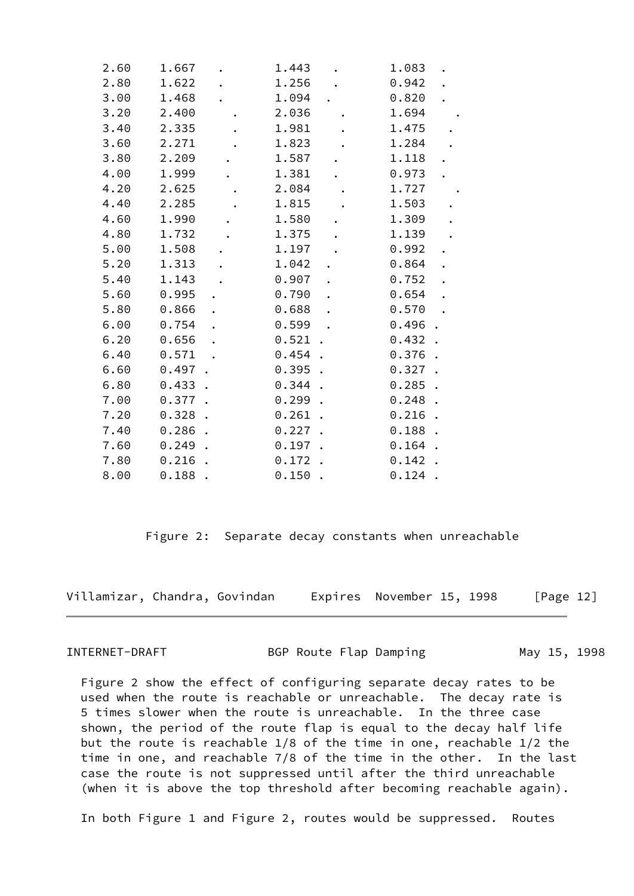```
     2.60    1.667   .          1.443   .          1.083  .
     2.80    1.622   .          1.256   .          0.942  .
     3.00    1.468   .          1.094  .           0.820  .
     3.20    2.400     .        2.036    .         1.694    .
     3.40    2.335     .        1.981    .         1.475   .
     3.60    2.271     .        1.823    .         1.284   .
     3.80    2.209    .         1.587   .          1.118  .
     4.00    1.999    .         1.381   .          0.973  .
     4.20    2.625     .        2.084    .         1.727    .
     4.40    2.285     .        1.815    .         1.503   .
     4.60    1.990    .         1.580   .          1.309   .
     4.80    1.732    .         1.375   .          1.139   .
     5.00    1.508   .          1.197   .          0.992  .
     5.20    1.313   .          1.042  .           0.864  .
     5.40    1.143   .          0.907  .           0.752  .
     5.60    0.995  .           0.790  .           0.654  .
     5.80    0.866  .           0.688  .           0.570  .
     6.00    0.754  .           0.599  .           0.496 .
     6.20    0.656  .           0.521 .            0.432 .
     6.40    0.571  .           0.454 .            0.376 .
     6.60    0.497 .            0.395 .            0.327 .
     6.80    0.433 .            0.344 .            0.285 .
     7.00    0.377 .            0.299 .            0.248 .
     7.20    0.328 .            0.261 .            0.216 .
     7.40    0.286 .            0.227 .            0.188 .
     7.60    0.249 .            0.197 .            0.164 .
     7.80    0.216 .            0.172 .            0.142 .
     8.00    0.188 .            0.150 .            0.124 .
```

Figure 2: Separate decay constants when unreachable

Figure 2 show the effect of configuring separate decay rates to be used when the route is reachable or unreachable. The decay rate is 5 times slower when the route is unreachable. In the three case shown, the period of the route flap is equal to the decay half life but the route is reachable 1/8 of the time in one, reachable 1/2 the time in one, and reachable 7/8 of the time in the other. In the last case the route is not suppressed until after the third unreachable (when it is above the top threshold after becoming reachable again).

In both Figure 1 and Figure 2, routes would be suppressed. Routes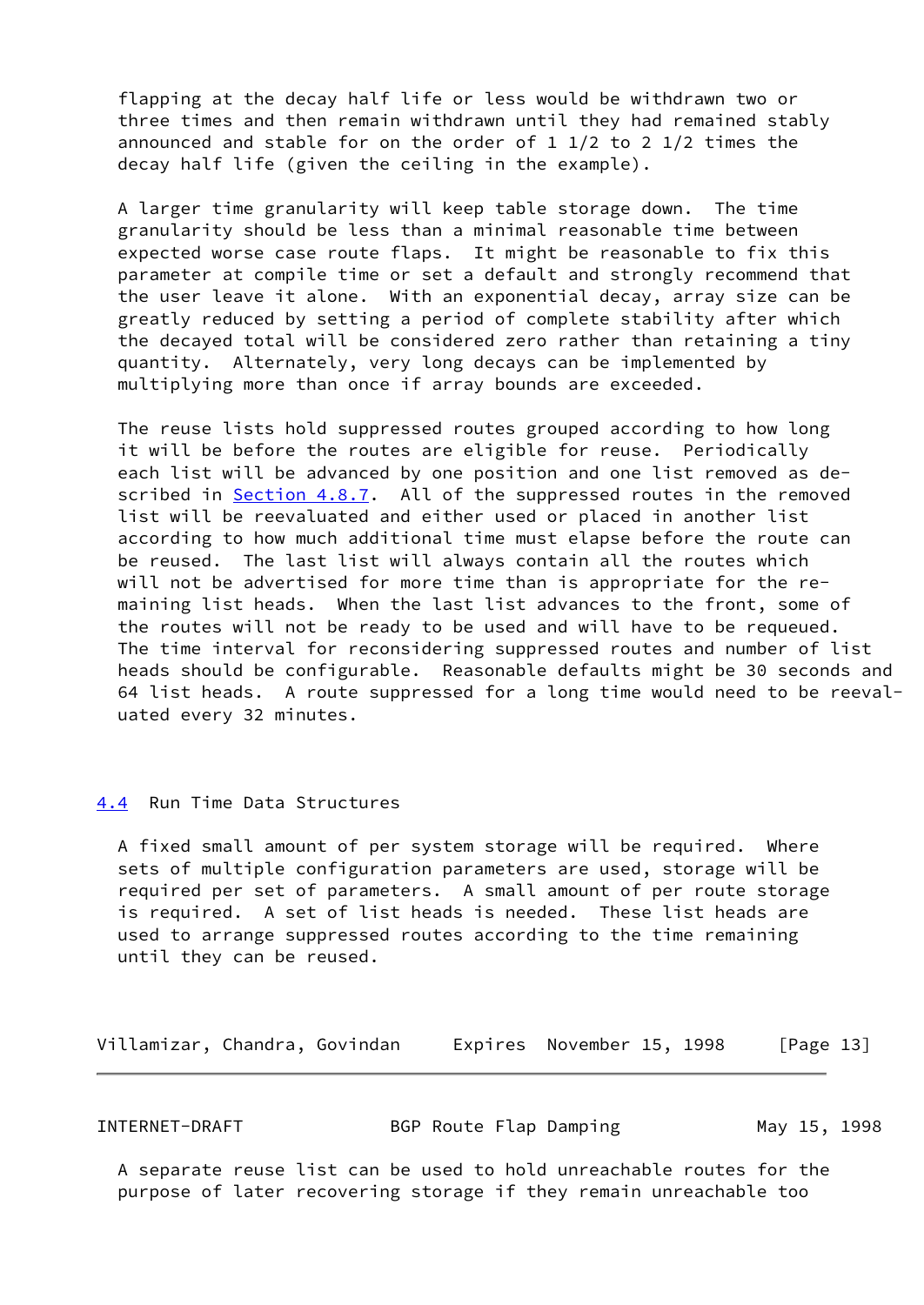flapping at the decay half life or less would be withdrawn two or three times and then remain withdrawn until they had remained stably announced and stable for on the order of 1 1/2 to 2 1/2 times the decay half life (given the ceiling in the example).

A larger time granularity will keep table storage down. The time granularity should be less than a minimal reasonable time between expected worse case route flaps. It might be reasonable to fix this parameter at compile time or set a default and strongly recommend that the user leave it alone. With an exponential decay, array size can be greatly reduced by setting a period of complete stability after which the decayed total will be considered zero rather than retaining a tiny quantity. Alternately, very long decays can be implemented by multiplying more than once if array bounds are exceeded.

The reuse lists hold suppressed routes grouped according to how long it will be before the routes are eligible for reuse. Periodically each list will be advanced by one position and one list removed as described in Section 4.8.7. All of the suppressed routes in the removed list will be reevaluated and either used or placed in another list according to how much additional time must elapse before the route can be reused. The last list will always contain all the routes which will not be advertised for more time than is appropriate for the remaining list heads. When the last list advances to the front, some of the routes will not be ready to be used and will have to be requeued. The time interval for reconsidering suppressed routes and number of list heads should be configurable. Reasonable defaults might be 30 seconds and 64 list heads. A route suppressed for a long time would need to be reevaluated every 32 minutes.

## 4.4 Run Time Data Structures

A fixed small amount of per system storage will be required. Where sets of multiple configuration parameters are used, storage will be required per set of parameters. A small amount of per route storage is required. A set of list heads is needed. These list heads are used to arrange suppressed routes according to the time remaining until they can be reused.

A separate reuse list can be used to hold unreachable routes for the purpose of later recovering storage if they remain unreachable too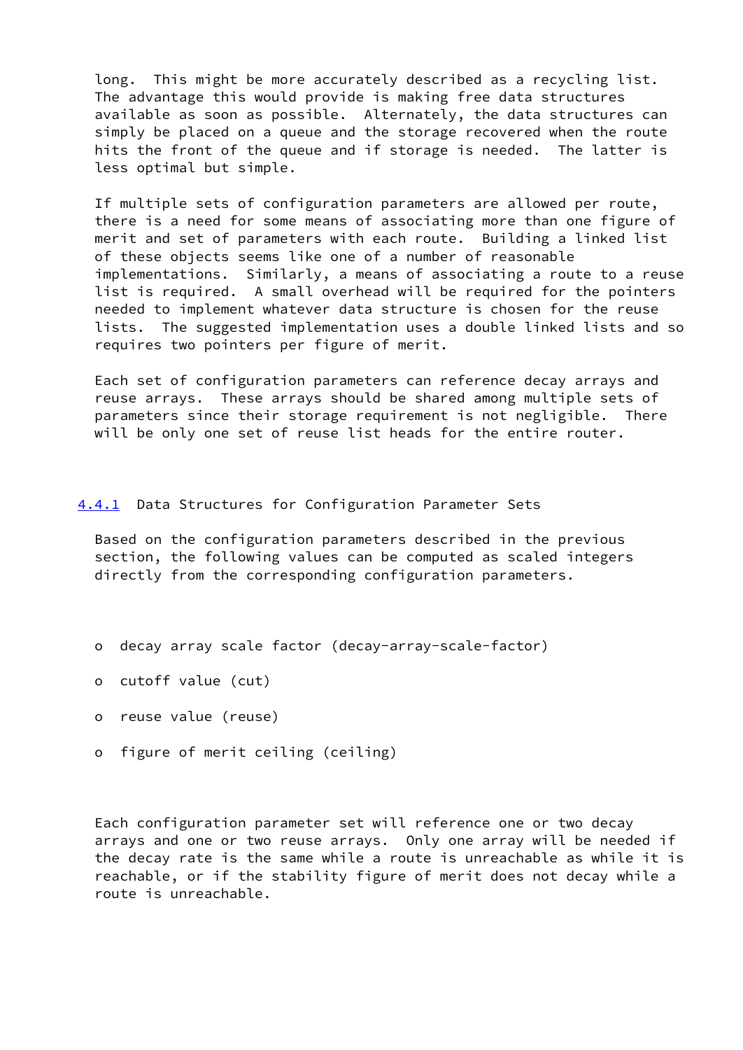long. This might be more accurately described as a recycling list. The advantage this would provide is making free data structures available as soon as possible. Alternately, the data structures can simply be placed on a queue and the storage recovered when the route hits the front of the queue and if storage is needed. The latter is less optimal but simple.

If multiple sets of configuration parameters are allowed per route, there is a need for some means of associating more than one figure of merit and set of parameters with each route. Building a linked list of these objects seems like one of a number of reasonable implementations. Similarly, a means of associating a route to a reuse list is required. A small overhead will be required for the pointers needed to implement whatever data structure is chosen for the reuse lists. The suggested implementation uses a double linked lists and so requires two pointers per figure of merit.

Each set of configuration parameters can reference decay arrays and reuse arrays. These arrays should be shared among multiple sets of parameters since their storage requirement is not negligible. There will be only one set of reuse list heads for the entire router.

### 4.4.1 Data Structures for Configuration Parameter Sets

Based on the configuration parameters described in the previous section, the following values can be computed as scaled integers directly from the corresponding configuration parameters.

- o decay array scale factor (decay-array-scale-factor)
- o cutoff value (cut)
- o reuse value (reuse)
- o figure of merit ceiling (ceiling)

Each configuration parameter set will reference one or two decay arrays and one or two reuse arrays. Only one array will be needed if the decay rate is the same while a route is unreachable as while it is reachable, or if the stability figure of merit does not decay while a route is unreachable.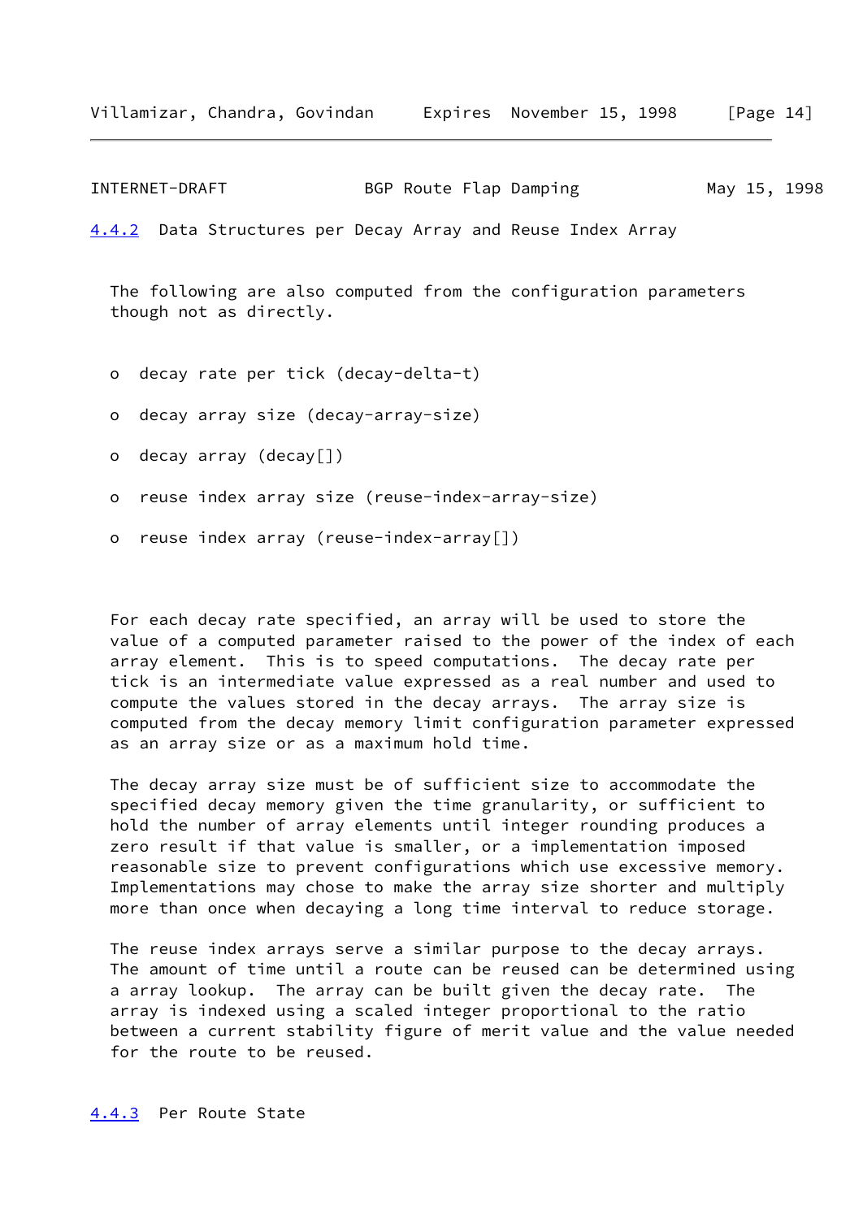### 4.4.2 Data Structures per Decay Array and Reuse Index Array

The following are also computed from the configuration parameters though not as directly.

- decay rate per tick (decay-delta-t)
- decay array size (decay-array-size)
- decay array (decay[])
- reuse index array size (reuse-index-array-size)
- reuse index array (reuse-index-array[])

For each decay rate specified, an array will be used to store the value of a computed parameter raised to the power of the index of each array element. This is to speed computations. The decay rate per tick is an intermediate value expressed as a real number and used to compute the values stored in the decay arrays. The array size is computed from the decay memory limit configuration parameter expressed as an array size or as a maximum hold time.

The decay array size must be of sufficient size to accommodate the specified decay memory given the time granularity, or sufficient to hold the number of array elements until integer rounding produces a zero result if that value is smaller, or a implementation imposed reasonable size to prevent configurations which use excessive memory. Implementations may chose to make the array size shorter and multiply more than once when decaying a long time interval to reduce storage.

The reuse index arrays serve a similar purpose to the decay arrays. The amount of time until a route can be reused can be determined using a array lookup. The array can be built given the decay rate. The array is indexed using a scaled integer proportional to the ratio between a current stability figure of merit value and the value needed for the route to be reused.

### 4.4.3 Per Route State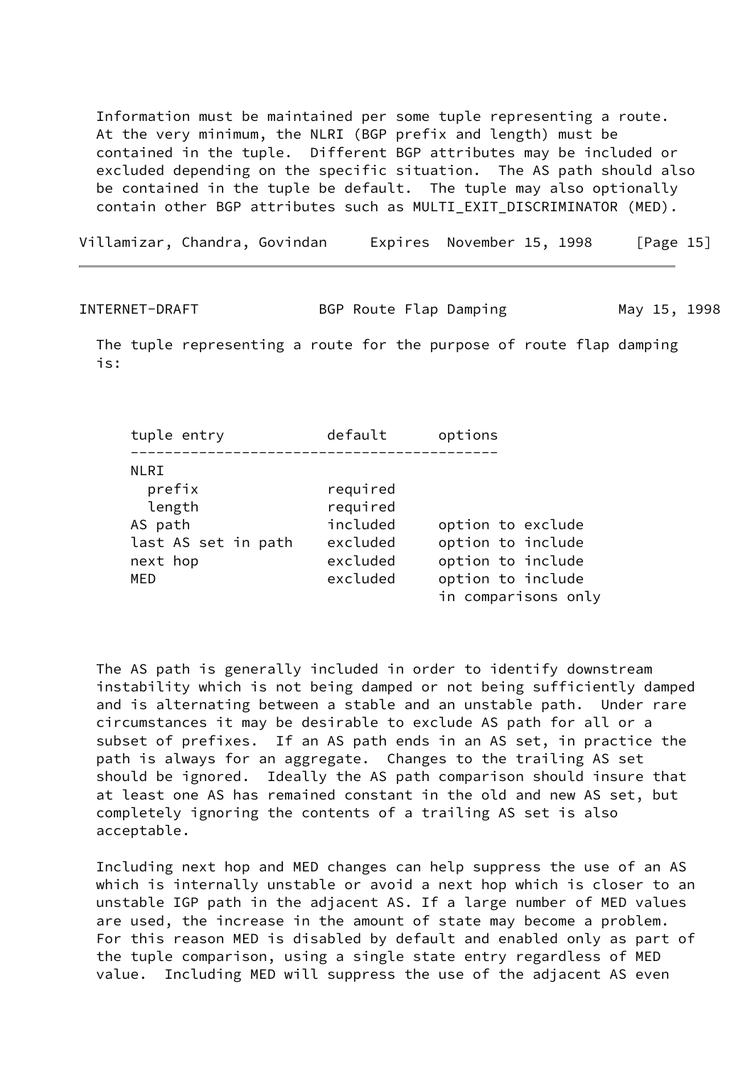Information must be maintained per some tuple representing a route. At the very minimum, the NLRI (BGP prefix and length) must be contained in the tuple. Different BGP attributes may be included or excluded depending on the specific situation. The AS path should also be contained in the tuple be default. The tuple may also optionally contain other BGP attributes such as MULTI_EXIT_DISCRIMINATOR (MED).

The tuple representing a route for the purpose of route flap damping is:

| tuple entry | default | options |
|---|---|---|
| NLRI | | |
| prefix | required | |
| length | required | |
| AS path | included | option to exclude |
| last AS set in path | excluded | option to include |
| next hop | excluded | option to include |
| MED | excluded | option to include in comparisons only |

The AS path is generally included in order to identify downstream instability which is not being damped or not being sufficiently damped and is alternating between a stable and an unstable path. Under rare circumstances it may be desirable to exclude AS path for all or a subset of prefixes. If an AS path ends in an AS set, in practice the path is always for an aggregate. Changes to the trailing AS set should be ignored. Ideally the AS path comparison should insure that at least one AS has remained constant in the old and new AS set, but completely ignoring the contents of a trailing AS set is also acceptable.

Including next hop and MED changes can help suppress the use of an AS which is internally unstable or avoid a next hop which is closer to an unstable IGP path in the adjacent AS. If a large number of MED values are used, the increase in the amount of state may become a problem. For this reason MED is disabled by default and enabled only as part of the tuple comparison, using a single state entry regardless of MED value. Including MED will suppress the use of the adjacent AS even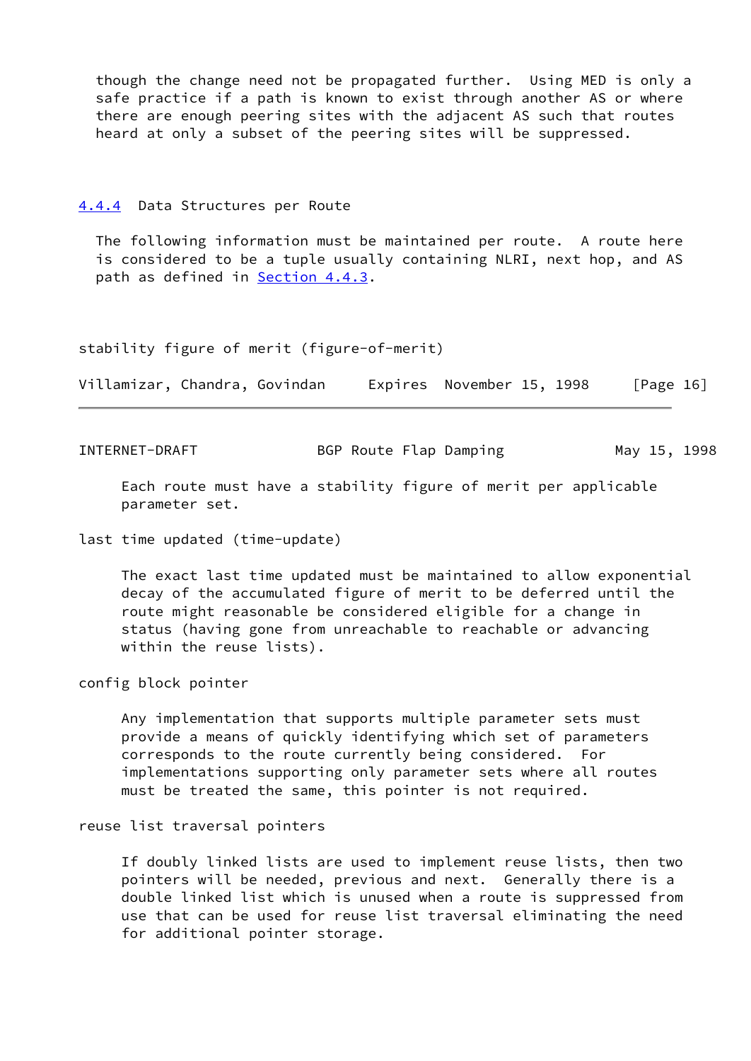though the change need not be propagated further. Using MED is only a safe practice if a path is known to exist through another AS or where there are enough peering sites with the adjacent AS such that routes heard at only a subset of the peering sites will be suppressed.

### 4.4.4 Data Structures per Route

The following information must be maintained per route. A route here is considered to be a tuple usually containing NLRI, next hop, and AS path as defined in Section 4.4.3.

stability figure of merit (figure-of-merit)

Each route must have a stability figure of merit per applicable parameter set.

last time updated (time-update)

The exact last time updated must be maintained to allow exponential decay of the accumulated figure of merit to be deferred until the route might reasonable be considered eligible for a change in status (having gone from unreachable to reachable or advancing within the reuse lists).

config block pointer

Any implementation that supports multiple parameter sets must provide a means of quickly identifying which set of parameters corresponds to the route currently being considered. For implementations supporting only parameter sets where all routes must be treated the same, this pointer is not required.

reuse list traversal pointers

If doubly linked lists are used to implement reuse lists, then two pointers will be needed, previous and next. Generally there is a double linked list which is unused when a route is suppressed from use that can be used for reuse list traversal eliminating the need for additional pointer storage.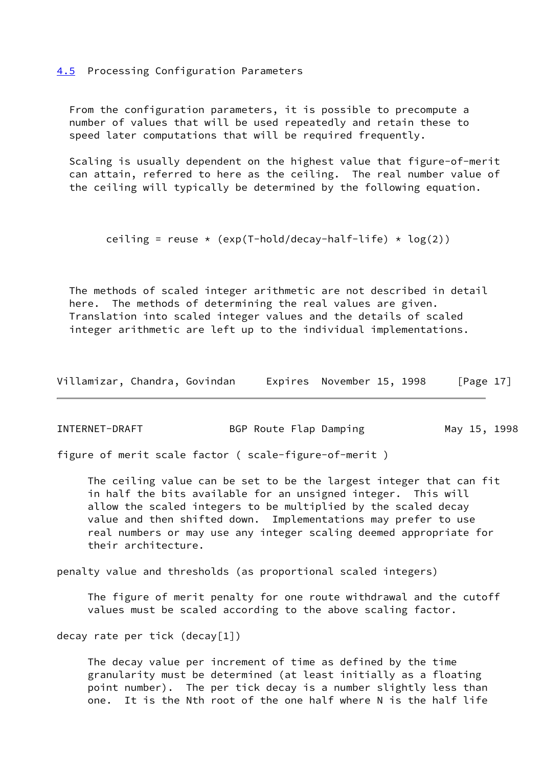### 4.5 Processing Configuration Parameters

From the configuration parameters, it is possible to precompute a number of values that will be used repeatedly and retain these to speed later computations that will be required frequently.

Scaling is usually dependent on the highest value that figure-of-merit can attain, referred to here as the ceiling. The real number value of the ceiling will typically be determined by the following equation.

```
ceiling = reuse * (exp(T-hold/decay-half-life) * log(2))
```

The methods of scaled integer arithmetic are not described in detail here. The methods of determining the real values are given. Translation into scaled integer values and the details of scaled integer arithmetic are left up to the individual implementations.

figure of merit scale factor ( scale-figure-of-merit )

> The ceiling value can be set to be the largest integer that can fit in half the bits available for an unsigned integer. This will allow the scaled integers to be multiplied by the scaled decay value and then shifted down. Implementations may prefer to use real numbers or may use any integer scaling deemed appropriate for their architecture.

penalty value and thresholds (as proportional scaled integers)

> The figure of merit penalty for one route withdrawal and the cutoff values must be scaled according to the above scaling factor.

decay rate per tick (decay[1])

> The decay value per increment of time as defined by the time granularity must be determined (at least initially as a floating point number). The per tick decay is a number slightly less than one. It is the Nth root of the one half where N is the half life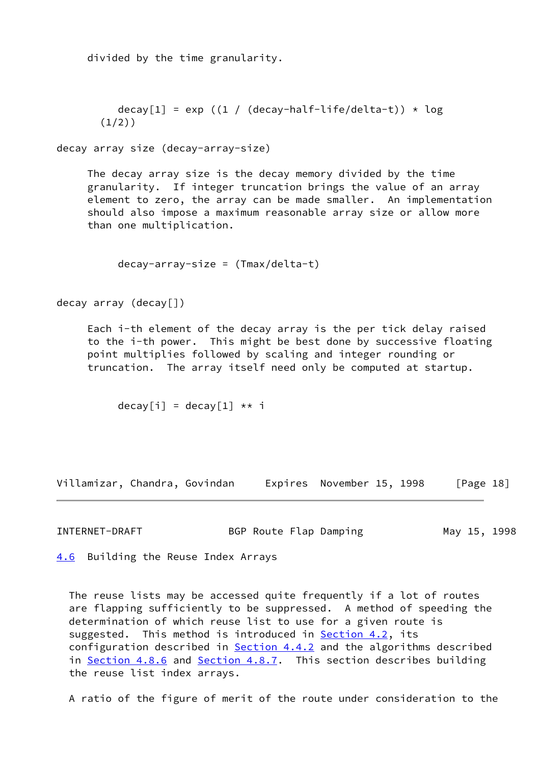divided by the time granularity.

```
decay[1] = exp ((1 / (decay-half-life/delta-t)) * log
(1/2))
```

decay array size (decay-array-size)

The decay array size is the decay memory divided by the time granularity. If integer truncation brings the value of an array element to zero, the array can be made smaller. An implementation should also impose a maximum reasonable array size or allow more than one multiplication.

```
decay-array-size = (Tmax/delta-t)
```

decay array (decay[])

Each i-th element of the decay array is the per tick delay raised to the i-th power. This might be best done by successive floating point multiplies followed by scaling and integer rounding or truncation. The array itself need only be computed at startup.

```
decay[i] = decay[1] ** i
```

## 4.6 Building the Reuse Index Arrays

The reuse lists may be accessed quite frequently if a lot of routes are flapping sufficiently to be suppressed. A method of speeding the determination of which reuse list to use for a given route is suggested. This method is introduced in Section 4.2, its configuration described in Section 4.4.2 and the algorithms described in Section 4.8.6 and Section 4.8.7. This section describes building the reuse list index arrays.

A ratio of the figure of merit of the route under consideration to the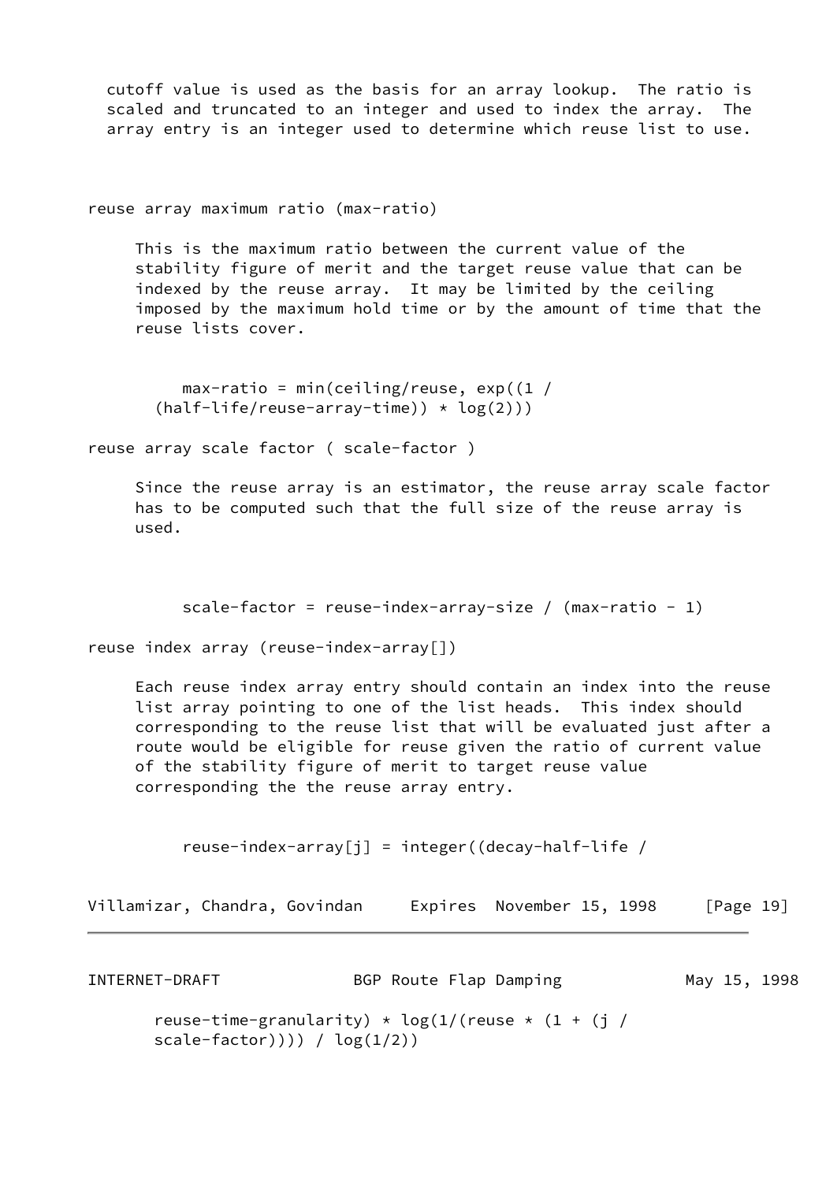cutoff value is used as the basis for an array lookup.  The ratio is scaled and truncated to an integer and used to index the array.  The array entry is an integer used to determine which reuse list to use.

reuse array maximum ratio (max-ratio)

This is the maximum ratio between the current value of the stability figure of merit and the target reuse value that can be indexed by the reuse array.  It may be limited by the ceiling imposed by the maximum hold time or by the amount of time that the reuse lists cover.

```
max-ratio = min(ceiling/reuse, exp((1 /
  (half-life/reuse-array-time)) * log(2)))
```

reuse array scale factor ( scale-factor )

Since the reuse array is an estimator, the reuse array scale factor has to be computed such that the full size of the reuse array is used.

```
scale-factor = reuse-index-array-size / (max-ratio - 1)
```

reuse index array (reuse-index-array[])

Each reuse index array entry should contain an index into the reuse list array pointing to one of the list heads.  This index should corresponding to the reuse list that will be evaluated just after a route would be eligible for reuse given the ratio of current value of the stability figure of merit to target reuse value corresponding the the reuse array entry.

```
reuse-index-array[j] = integer((decay-half-life /
  reuse-time-granularity) * log(1/(reuse * (1 + (j /
  scale-factor)))) / log(1/2))
```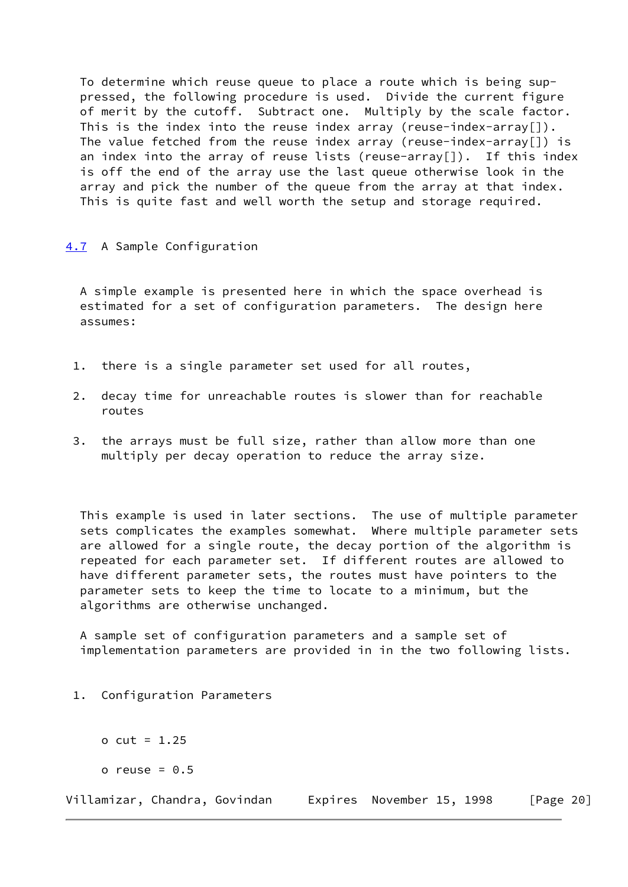To determine which reuse queue to place a route which is being suppressed, the following procedure is used. Divide the current figure of merit by the cutoff. Subtract one. Multiply by the scale factor. This is the index into the reuse index array (reuse-index-array[]). The value fetched from the reuse index array (reuse-index-array[]) is an index into the array of reuse lists (reuse-array[]). If this index is off the end of the array use the last queue otherwise look in the array and pick the number of the queue from the array at that index. This is quite fast and well worth the setup and storage required.

## 4.7 A Sample Configuration

A simple example is presented here in which the space overhead is estimated for a set of configuration parameters. The design here assumes:

1. there is a single parameter set used for all routes,
2. decay time for unreachable routes is slower than for reachable routes
3. the arrays must be full size, rather than allow more than one multiply per decay operation to reduce the array size.

This example is used in later sections. The use of multiple parameter sets complicates the examples somewhat. Where multiple parameter sets are allowed for a single route, the decay portion of the algorithm is repeated for each parameter set. If different routes are allowed to have different parameter sets, the routes must have pointers to the parameter sets to keep the time to locate to a minimum, but the algorithms are otherwise unchanged.

A sample set of configuration parameters and a sample set of implementation parameters are provided in in the two following lists.

1. Configuration Parameters

   o cut = 1.25

   o reuse = 0.5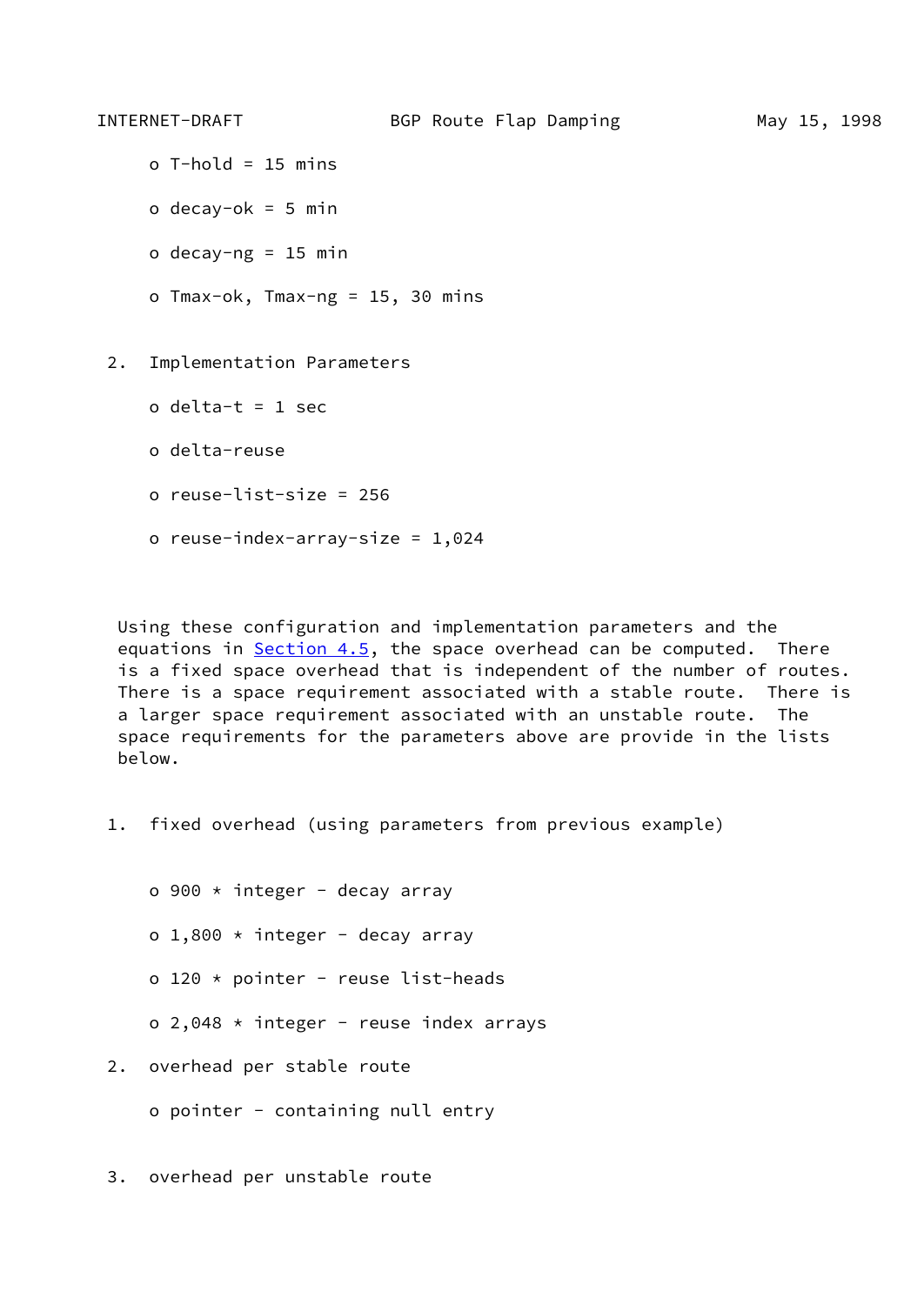- o T-hold = 15 mins
- o decay-ok = 5 min
- o decay-ng = 15 min
- o Tmax-ok, Tmax-ng = 15, 30 mins

2. Implementation Parameters

   - o delta-t = 1 sec
   - o delta-reuse
   - o reuse-list-size = 256
   - o reuse-index-array-size = 1,024

Using these configuration and implementation parameters and the equations in Section 4.5, the space overhead can be computed. There is a fixed space overhead that is independent of the number of routes. There is a space requirement associated with a stable route. There is a larger space requirement associated with an unstable route. The space requirements for the parameters above are provide in the lists below.

1. fixed overhead (using parameters from previous example)

   - o 900 * integer - decay array
   - o 1,800 * integer - decay array
   - o 120 * pointer - reuse list-heads
   - o 2,048 * integer - reuse index arrays

2. overhead per stable route

   - o pointer - containing null entry

3. overhead per unstable route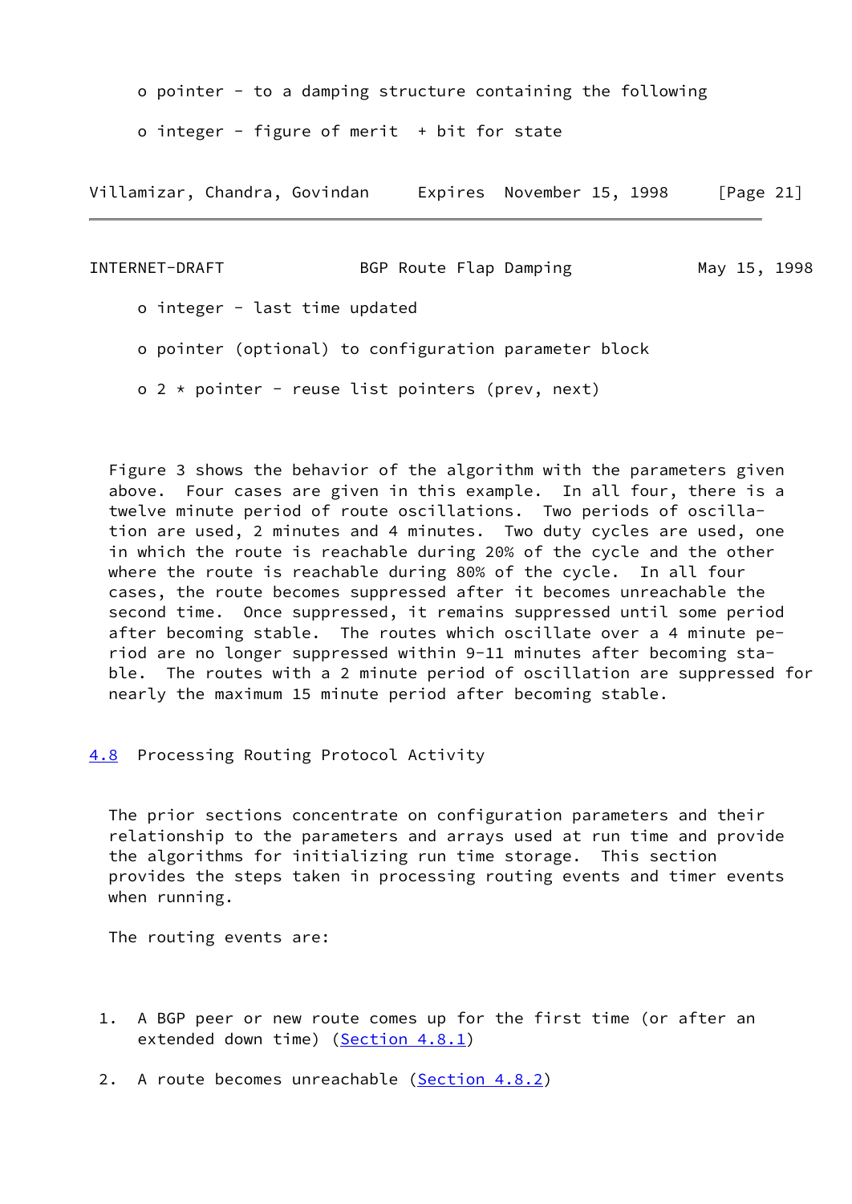- pointer - to a damping structure containing the following

- integer - figure of merit + bit for state

- integer - last time updated

- pointer (optional) to configuration parameter block

- 2 * pointer - reuse list pointers (prev, next)

Figure 3 shows the behavior of the algorithm with the parameters given above. Four cases are given in this example. In all four, there is a twelve minute period of route oscillations. Two periods of oscillation are used, 2 minutes and 4 minutes. Two duty cycles are used, one in which the route is reachable during 20% of the cycle and the other where the route is reachable during 80% of the cycle. In all four cases, the route becomes suppressed after it becomes unreachable the second time. Once suppressed, it remains suppressed until some period after becoming stable. The routes which oscillate over a 4 minute period are no longer suppressed within 9-11 minutes after becoming stable. The routes with a 2 minute period of oscillation are suppressed for nearly the maximum 15 minute period after becoming stable.

### 4.8 Processing Routing Protocol Activity

The prior sections concentrate on configuration parameters and their relationship to the parameters and arrays used at run time and provide the algorithms for initializing run time storage. This section provides the steps taken in processing routing events and timer events when running.

The routing events are:

1. A BGP peer or new route comes up for the first time (or after an extended down time) (Section 4.8.1)

2. A route becomes unreachable (Section 4.8.2)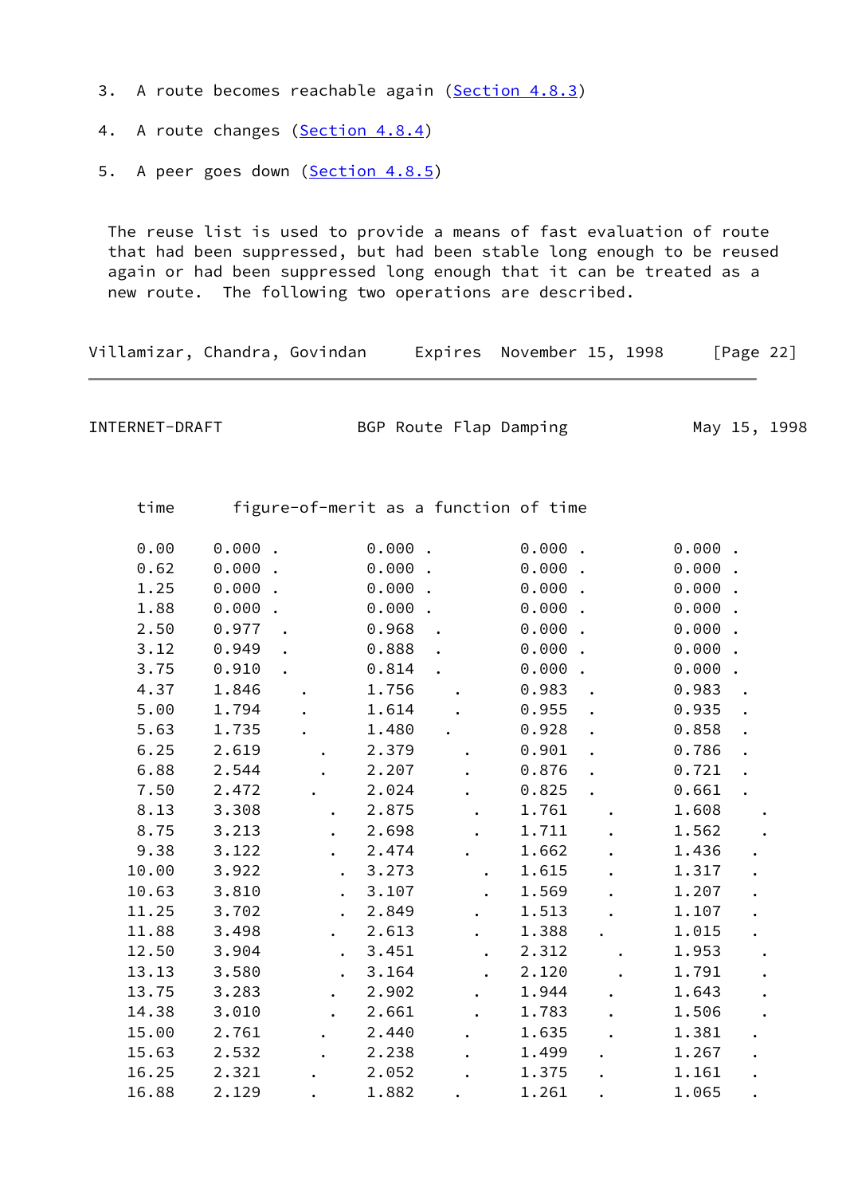3. A route becomes reachable again (Section 4.8.3)

4. A route changes (Section 4.8.4)

5. A peer goes down (Section 4.8.5)

The reuse list is used to provide a means of fast evaluation of route that had been suppressed, but had been stable long enough to be reused again or had been suppressed long enough that it can be treated as a new route. The following two operations are described.

```
    time      figure-of-merit as a function of time

    0.00     0.000 .         0.000 .         0.000 .         0.000 .
    0.62     0.000 .         0.000 .         0.000 .         0.000 .
    1.25     0.000 .         0.000 .         0.000 .         0.000 .
    1.88     0.000 .         0.000 .         0.000 .         0.000 .
    2.50     0.977  .        0.968  .        0.000 .         0.000 .
    3.12     0.949  .        0.888  .        0.000 .         0.000 .
    3.75     0.910  .        0.814  .        0.000 .         0.000 .
    4.37     1.846   .       1.756   .       0.983  .        0.983  .
    5.00     1.794   .       1.614   .       0.955  .        0.935  .
    5.63     1.735   .       1.480  .        0.928  .        0.858  .
    6.25     2.619    .      2.379    .      0.901  .        0.786  .
    6.88     2.544    .      2.207    .      0.876  .        0.721  .
    7.50     2.472   .       2.024    .      0.825  .        0.661  .
    8.13     3.308     .     2.875     .     1.761    .      1.608    .
    8.75     3.213     .     2.698     .     1.711    .      1.562    .
    9.38     3.122     .     2.474    .      1.662    .      1.436    .
   10.00     3.922      .    3.273      .    1.615    .      1.317    .
   10.63     3.810      .    3.107      .    1.569    .      1.207    .
   11.25     3.702      .    2.849     .     1.513    .      1.107    .
   11.88     3.498     .     2.613     .     1.388   .       1.015    .
   12.50     3.904      .    3.451      .    2.312     .     1.953     .
   13.13     3.580      .    3.164      .    2.120     .     1.791     .
   13.75     3.283     .     2.902     .     1.944    .      1.643     .
   14.38     3.010     .     2.661     .     1.783    .      1.506     .
   15.00     2.761    .      2.440    .      1.635    .      1.381    .
   15.63     2.532    .      2.238    .      1.499   .       1.267    .
   16.25     2.321   .       2.052    .      1.375   .       1.161    .
   16.88     2.129   .       1.882   .       1.261   .       1.065    .
```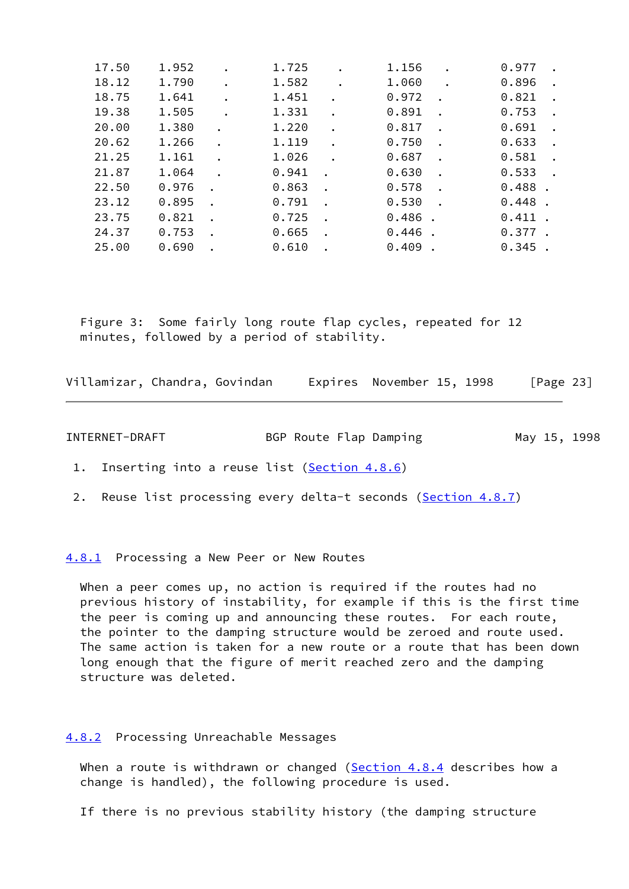```
   17.50    1.952    .        1.725    .        1.156    .        0.977  .
   18.12    1.790    .        1.582    .        1.060    .        0.896  .
   18.75    1.641    .        1.451   .         0.972   .         0.821  .
   19.38    1.505    .        1.331   .         0.891   .         0.753  .
   20.00    1.380   .         1.220   .         0.817   .         0.691  .
   20.62    1.266   .         1.119   .         0.750   .         0.633  .
   21.25    1.161   .         1.026   .         0.687   .         0.581  .
   21.87    1.064   .         0.941  .          0.630   .         0.533  .
   22.50    0.976  .          0.863  .          0.578   .         0.488 .
   23.12    0.895  .          0.791  .          0.530   .         0.448 .
   23.75    0.821  .          0.725  .          0.486 .           0.411 .
   24.37    0.753  .          0.665  .          0.446 .           0.377 .
   25.00    0.690  .          0.610  .          0.409 .           0.345 .
```

Figure 3: Some fairly long route flap cycles, repeated for 12 minutes, followed by a period of stability.

1. Inserting into a reuse list (Section 4.8.6)

2. Reuse list processing every delta-t seconds (Section 4.8.7)

### 4.8.1 Processing a New Peer or New Routes

When a peer comes up, no action is required if the routes had no previous history of instability, for example if this is the first time the peer is coming up and announcing these routes. For each route, the pointer to the damping structure would be zeroed and route used. The same action is taken for a new route or a route that has been down long enough that the figure of merit reached zero and the damping structure was deleted.

### 4.8.2 Processing Unreachable Messages

When a route is withdrawn or changed (Section 4.8.4 describes how a change is handled), the following procedure is used.

If there is no previous stability history (the damping structure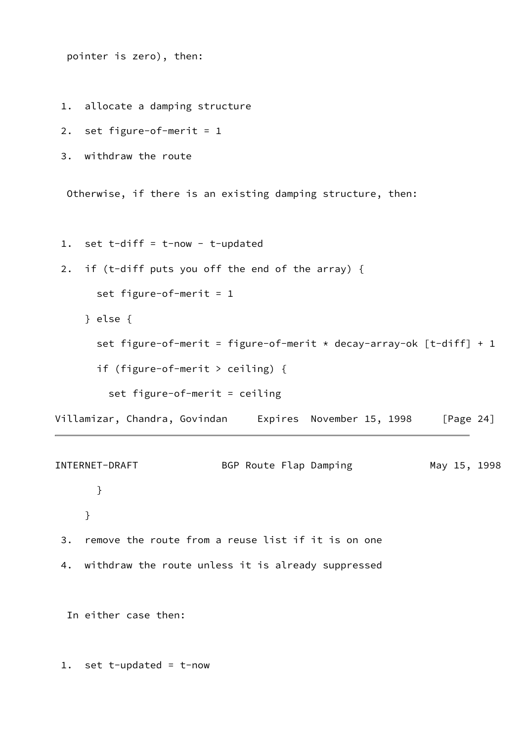pointer is zero), then:

1. allocate a damping structure
2. set figure-of-merit = 1
3. withdraw the route

Otherwise, if there is an existing damping structure, then:

```
1.  set t-diff = t-now - t-updated

2.  if (t-diff puts you off the end of the array) {
      set figure-of-merit = 1
    } else {
      set figure-of-merit = figure-of-merit * decay-array-ok [t-diff] + 1
      if (figure-of-merit > ceiling) {
        set figure-of-merit = ceiling
      }
    }

3.  remove the route from a reuse list if it is on one

4.  withdraw the route unless it is already suppressed
```

In either case then:

1. set t-updated = t-now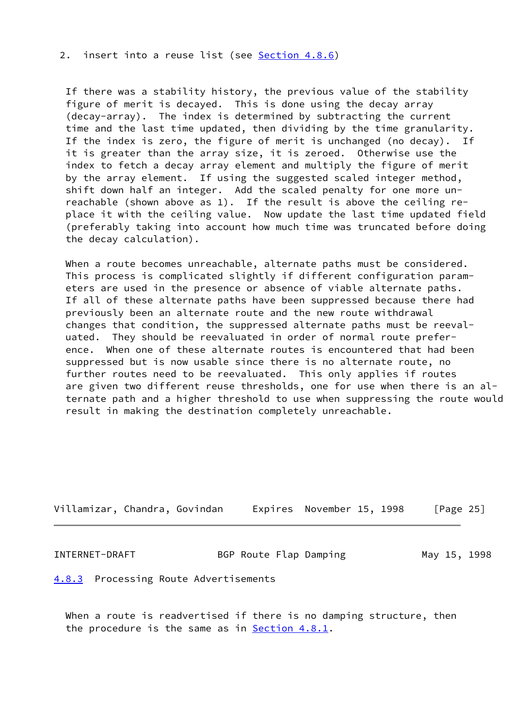2. insert into a reuse list (see Section 4.8.6)

If there was a stability history, the previous value of the stability figure of merit is decayed. This is done using the decay array (decay-array). The index is determined by subtracting the current time and the last time updated, then dividing by the time granularity. If the index is zero, the figure of merit is unchanged (no decay). If it is greater than the array size, it is zeroed. Otherwise use the index to fetch a decay array element and multiply the figure of merit by the array element. If using the suggested scaled integer method, shift down half an integer. Add the scaled penalty for one more unreachable (shown above as 1). If the result is above the ceiling replace it with the ceiling value. Now update the last time updated field (preferably taking into account how much time was truncated before doing the decay calculation).

When a route becomes unreachable, alternate paths must be considered. This process is complicated slightly if different configuration parameters are used in the presence or absence of viable alternate paths. If all of these alternate paths have been suppressed because there had previously been an alternate route and the new route withdrawal changes that condition, the suppressed alternate paths must be reevaluated. They should be reevaluated in order of normal route preference. When one of these alternate routes is encountered that had been suppressed but is now usable since there is no alternate route, no further routes need to be reevaluated. This only applies if routes are given two different reuse thresholds, one for use when there is an alternate path and a higher threshold to use when suppressing the route would result in making the destination completely unreachable.

### 4.8.3 Processing Route Advertisements

When a route is readvertised if there is no damping structure, then the procedure is the same as in Section 4.8.1.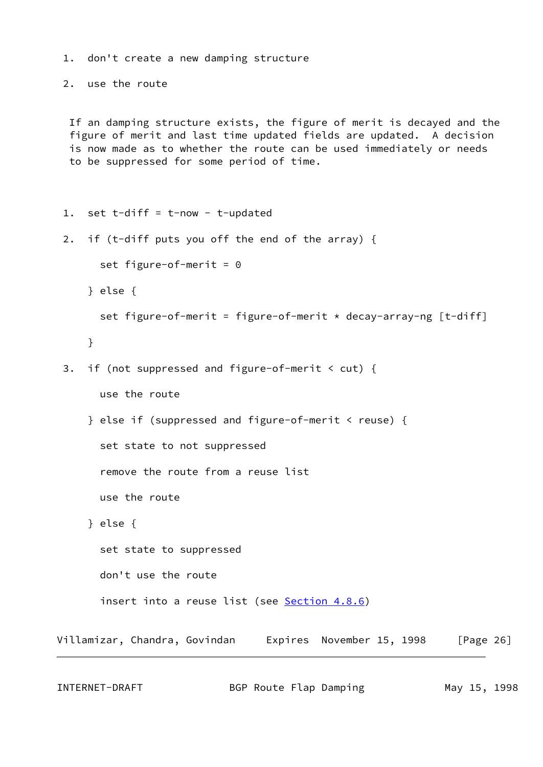1. don't create a new damping structure

2. use the route

If an damping structure exists, the figure of merit is decayed and the figure of merit and last time updated fields are updated. A decision is now made as to whether the route can be used immediately or needs to be suppressed for some period of time.

```
1.  set t-diff = t-now - t-updated

2.  if (t-diff puts you off the end of the array) {

      set figure-of-merit = 0

    } else {

      set figure-of-merit = figure-of-merit * decay-array-ng [t-diff]

    }

3.  if (not suppressed and figure-of-merit < cut) {

      use the route

    } else if (suppressed and figure-of-merit < reuse) {

      set state to not suppressed

      remove the route from a reuse list

      use the route

    } else {

      set state to suppressed

      don't use the route

      insert into a reuse list (see Section 4.8.6)
```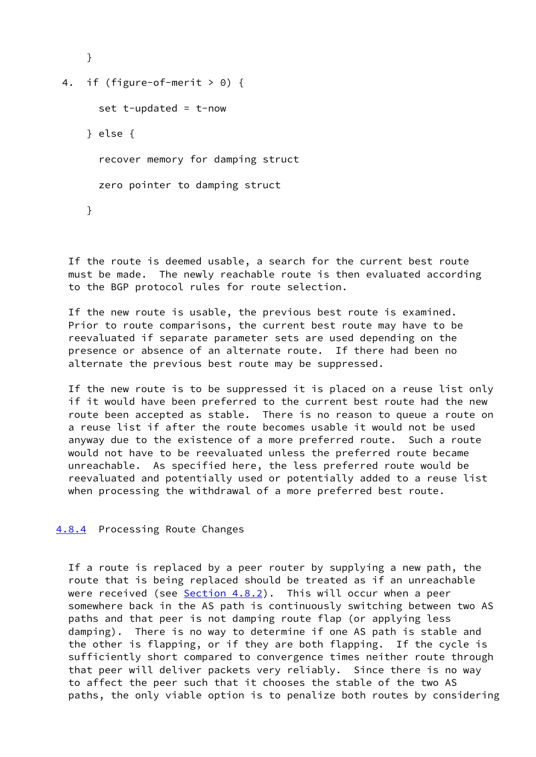```
      }

 4.  if (figure-of-merit > 0) {

        set t-updated = t-now

      } else {

        recover memory for damping struct

        zero pointer to damping struct

      }
```

If the route is deemed usable, a search for the current best route must be made. The newly reachable route is then evaluated according to the BGP protocol rules for route selection.

If the new route is usable, the previous best route is examined. Prior to route comparisons, the current best route may have to be reevaluated if separate parameter sets are used depending on the presence or absence of an alternate route. If there had been no alternate the previous best route may be suppressed.

If the new route is to be suppressed it is placed on a reuse list only if it would have been preferred to the current best route had the new route been accepted as stable. There is no reason to queue a route on a reuse list if after the route becomes usable it would not be used anyway due to the existence of a more preferred route. Such a route would not have to be reevaluated unless the preferred route became unreachable. As specified here, the less preferred route would be reevaluated and potentially used or potentially added to a reuse list when processing the withdrawal of a more preferred best route.

### 4.8.4 Processing Route Changes

If a route is replaced by a peer router by supplying a new path, the route that is being replaced should be treated as if an unreachable were received (see Section 4.8.2). This will occur when a peer somewhere back in the AS path is continuously switching between two AS paths and that peer is not damping route flap (or applying less damping). There is no way to determine if one AS path is stable and the other is flapping, or if they are both flapping. If the cycle is sufficiently short compared to convergence times neither route through that peer will deliver packets very reliably. Since there is no way to affect the peer such that it chooses the stable of the two AS paths, the only viable option is to penalize both routes by considering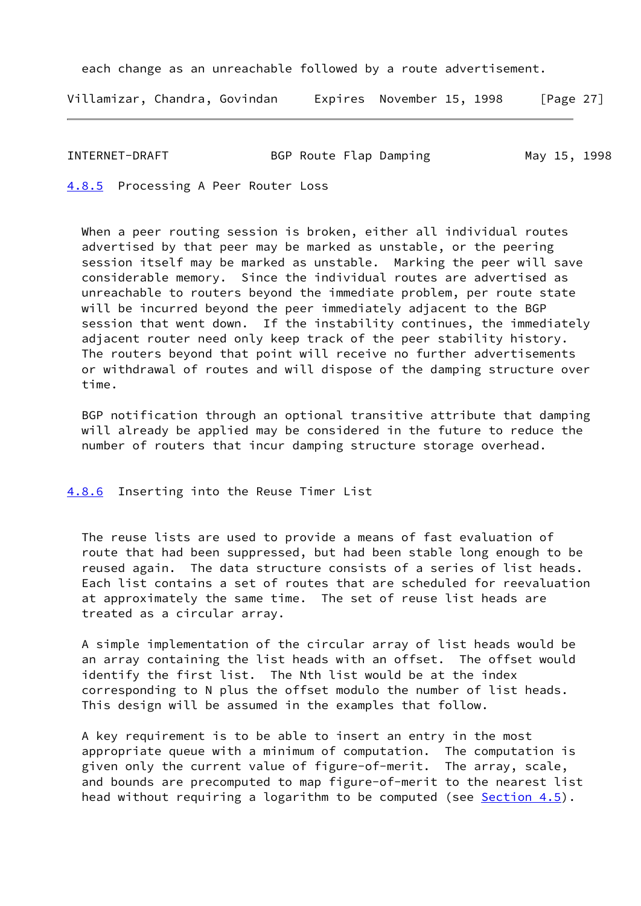each change as an unreachable followed by a route advertisement.

### 4.8.5 Processing A Peer Router Loss

When a peer routing session is broken, either all individual routes advertised by that peer may be marked as unstable, or the peering session itself may be marked as unstable. Marking the peer will save considerable memory. Since the individual routes are advertised as unreachable to routers beyond the immediate problem, per route state will be incurred beyond the peer immediately adjacent to the BGP session that went down. If the instability continues, the immediately adjacent router need only keep track of the peer stability history. The routers beyond that point will receive no further advertisements or withdrawal of routes and will dispose of the damping structure over time.

BGP notification through an optional transitive attribute that damping will already be applied may be considered in the future to reduce the number of routers that incur damping structure storage overhead.

### 4.8.6 Inserting into the Reuse Timer List

The reuse lists are used to provide a means of fast evaluation of route that had been suppressed, but had been stable long enough to be reused again. The data structure consists of a series of list heads. Each list contains a set of routes that are scheduled for reevaluation at approximately the same time. The set of reuse list heads are treated as a circular array.

A simple implementation of the circular array of list heads would be an array containing the list heads with an offset. The offset would identify the first list. The Nth list would be at the index corresponding to N plus the offset modulo the number of list heads. This design will be assumed in the examples that follow.

A key requirement is to be able to insert an entry in the most appropriate queue with a minimum of computation. The computation is given only the current value of figure-of-merit. The array, scale, and bounds are precomputed to map figure-of-merit to the nearest list head without requiring a logarithm to be computed (see Section 4.5).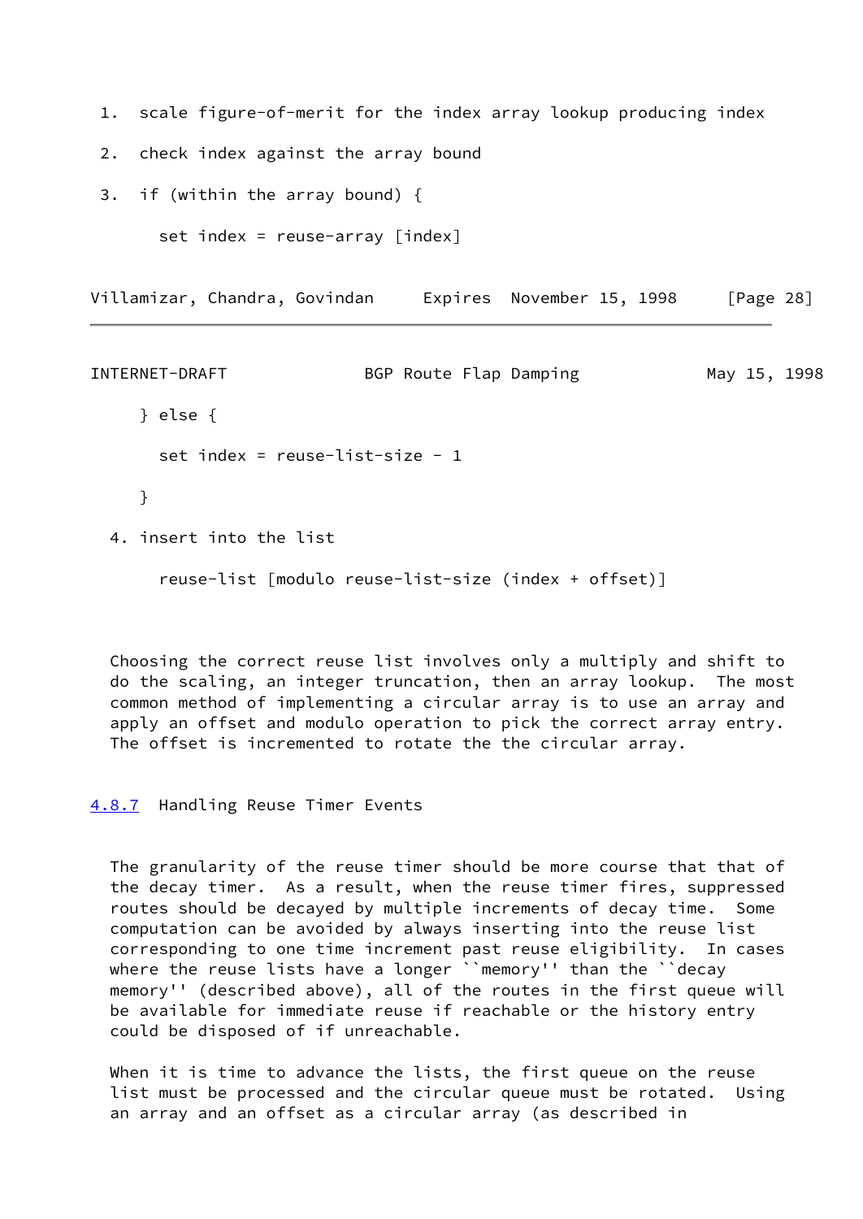1. scale figure-of-merit for the index array lookup producing index

2. check index against the array bound

3. if (within the array bound) {

```
      set index = reuse-array [index]

    } else {

      set index = reuse-list-size - 1

    }
```

4. insert into the list

```
      reuse-list [modulo reuse-list-size (index + offset)]
```

Choosing the correct reuse list involves only a multiply and shift to do the scaling, an integer truncation, then an array lookup. The most common method of implementing a circular array is to use an array and apply an offset and modulo operation to pick the correct array entry. The offset is incremented to rotate the the circular array.

### 4.8.7 Handling Reuse Timer Events

The granularity of the reuse timer should be more course that that of the decay timer. As a result, when the reuse timer fires, suppressed routes should be decayed by multiple increments of decay time. Some computation can be avoided by always inserting into the reuse list corresponding to one time increment past reuse eligibility. In cases where the reuse lists have a longer ``memory'' than the ``decay memory'' (described above), all of the routes in the first queue will be available for immediate reuse if reachable or the history entry could be disposed of if unreachable.

When it is time to advance the lists, the first queue on the reuse list must be processed and the circular queue must be rotated. Using an array and an offset as a circular array (as described in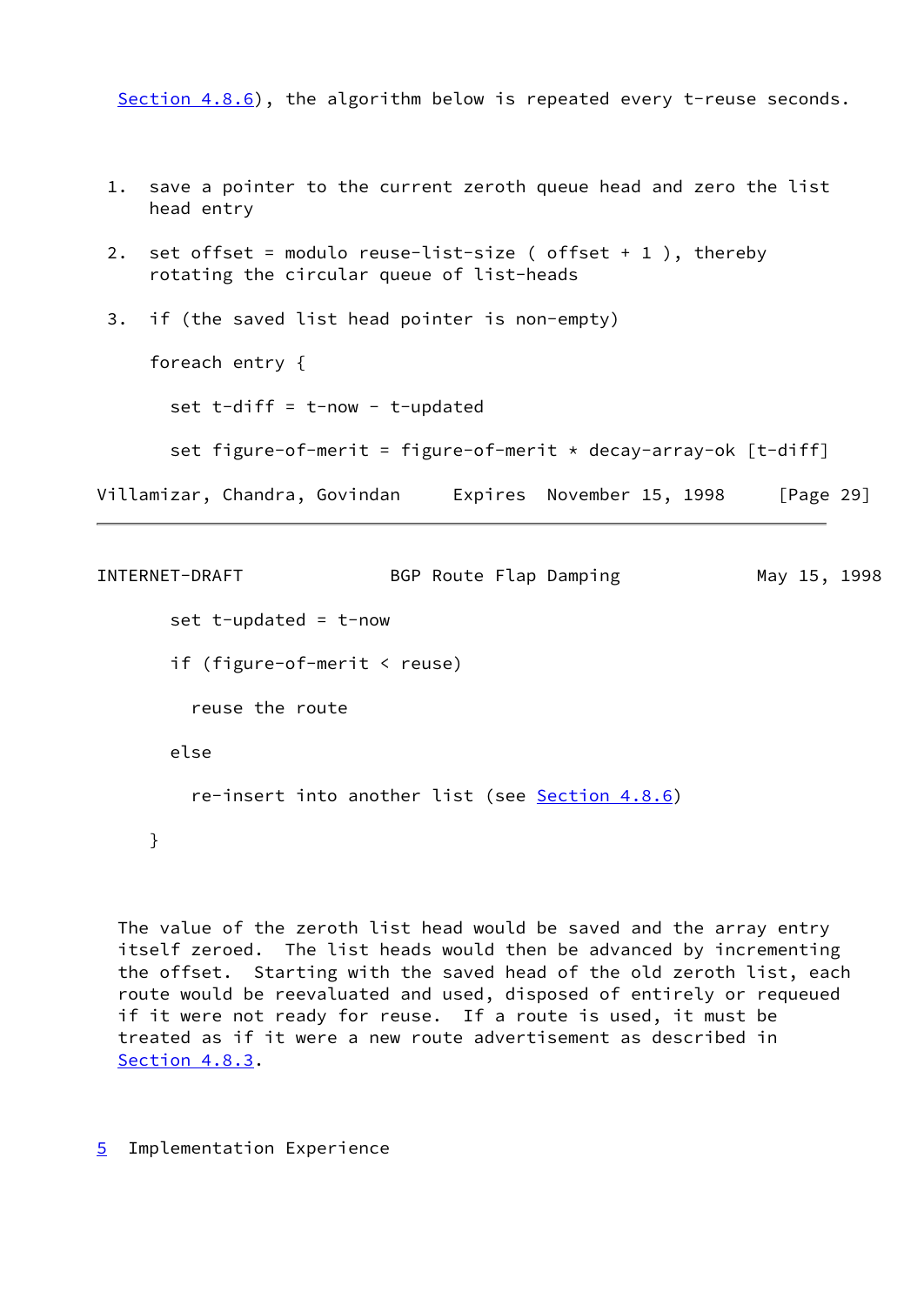Section 4.8.6), the algorithm below is repeated every t-reuse seconds.

1. save a pointer to the current zeroth queue head and zero the list head entry

2. set offset = modulo reuse-list-size ( offset + 1 ), thereby rotating the circular queue of list-heads

3. if (the saved list head pointer is non-empty)

```
foreach entry {

  set t-diff = t-now - t-updated

  set figure-of-merit = figure-of-merit * decay-array-ok [t-diff]

  set t-updated = t-now

  if (figure-of-merit < reuse)

    reuse the route

  else

    re-insert into another list (see Section 4.8.6)

}
```

The value of the zeroth list head would be saved and the array entry itself zeroed. The list heads would then be advanced by incrementing the offset. Starting with the saved head of the old zeroth list, each route would be reevaluated and used, disposed of entirely or requeued if it were not ready for reuse. If a route is used, it must be treated as if it were a new route advertisement as described in Section 4.8.3.

# 5 Implementation Experience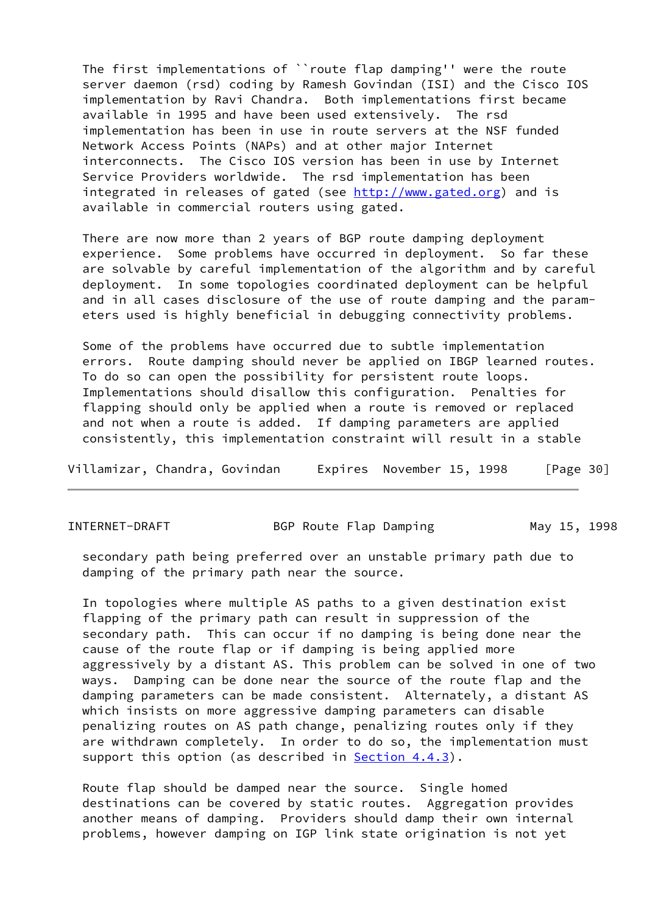The first implementations of ``route flap damping'' were the route server daemon (rsd) coding by Ramesh Govindan (ISI) and the Cisco IOS implementation by Ravi Chandra. Both implementations first became available in 1995 and have been used extensively. The rsd implementation has been in use in route servers at the NSF funded Network Access Points (NAPs) and at other major Internet interconnects. The Cisco IOS version has been in use by Internet Service Providers worldwide. The rsd implementation has been integrated in releases of gated (see http://www.gated.org) and is available in commercial routers using gated.

There are now more than 2 years of BGP route damping deployment experience. Some problems have occurred in deployment. So far these are solvable by careful implementation of the algorithm and by careful deployment. In some topologies coordinated deployment can be helpful and in all cases disclosure of the use of route damping and the parameters used is highly beneficial in debugging connectivity problems.

Some of the problems have occurred due to subtle implementation errors. Route damping should never be applied on IBGP learned routes. To do so can open the possibility for persistent route loops. Implementations should disallow this configuration. Penalties for flapping should only be applied when a route is removed or replaced and not when a route is added. If damping parameters are applied consistently, this implementation constraint will result in a stable secondary path being preferred over an unstable primary path due to damping of the primary path near the source.

In topologies where multiple AS paths to a given destination exist flapping of the primary path can result in suppression of the secondary path. This can occur if no damping is being done near the cause of the route flap or if damping is being applied more aggressively by a distant AS. This problem can be solved in one of two ways. Damping can be done near the source of the route flap and the damping parameters can be made consistent. Alternately, a distant AS which insists on more aggressive damping parameters can disable penalizing routes on AS path change, penalizing routes only if they are withdrawn completely. In order to do so, the implementation must support this option (as described in Section 4.4.3).

Route flap should be damped near the source. Single homed destinations can be covered by static routes. Aggregation provides another means of damping. Providers should damp their own internal problems, however damping on IGP link state origination is not yet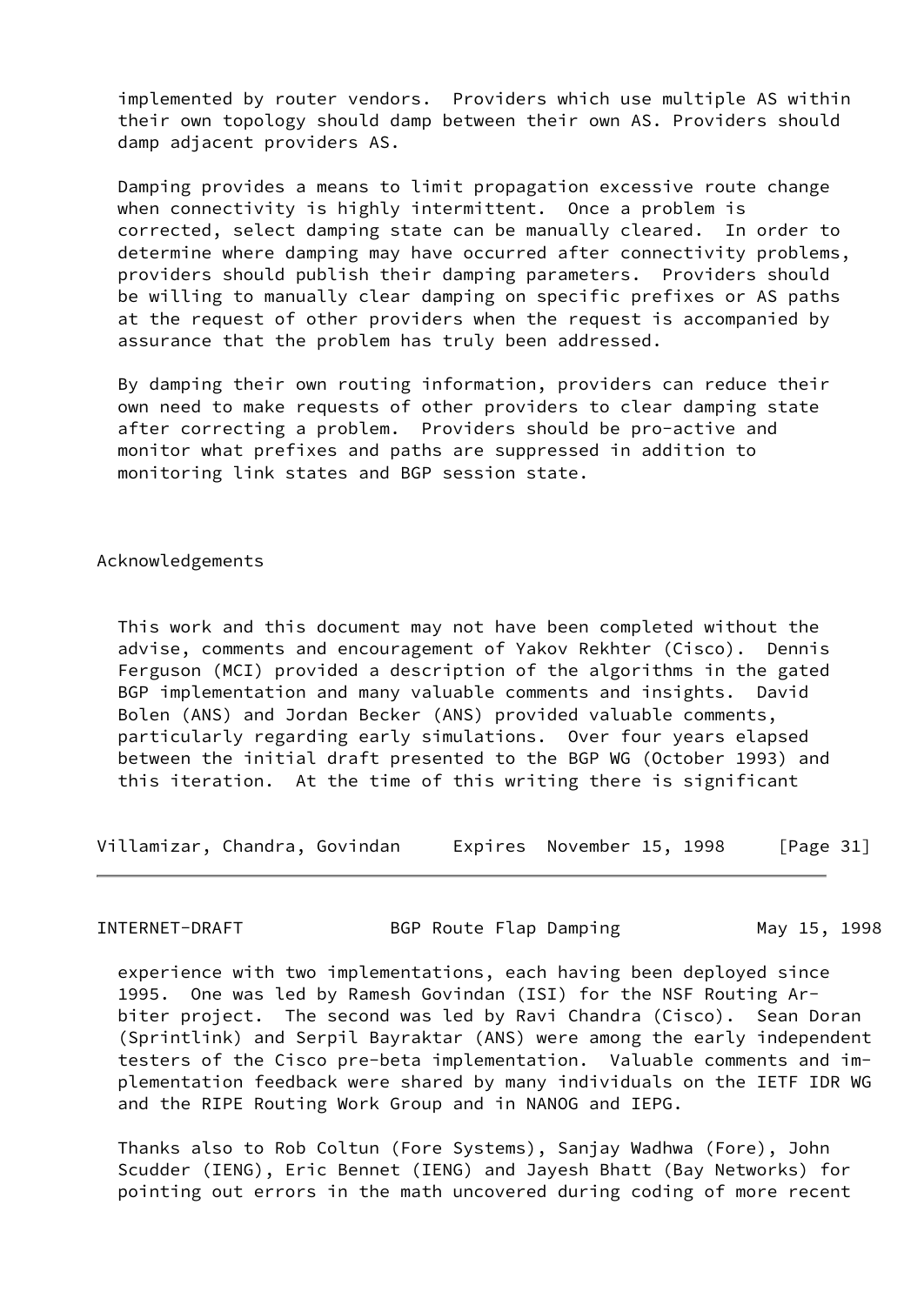implemented by router vendors. Providers which use multiple AS within their own topology should damp between their own AS. Providers should damp adjacent providers AS.

Damping provides a means to limit propagation excessive route change when connectivity is highly intermittent. Once a problem is corrected, select damping state can be manually cleared. In order to determine where damping may have occurred after connectivity problems, providers should publish their damping parameters. Providers should be willing to manually clear damping on specific prefixes or AS paths at the request of other providers when the request is accompanied by assurance that the problem has truly been addressed.

By damping their own routing information, providers can reduce their own need to make requests of other providers to clear damping state after correcting a problem. Providers should be pro-active and monitor what prefixes and paths are suppressed in addition to monitoring link states and BGP session state.

## Acknowledgements

This work and this document may not have been completed without the advise, comments and encouragement of Yakov Rekhter (Cisco). Dennis Ferguson (MCI) provided a description of the algorithms in the gated BGP implementation and many valuable comments and insights. David Bolen (ANS) and Jordan Becker (ANS) provided valuable comments, particularly regarding early simulations. Over four years elapsed between the initial draft presented to the BGP WG (October 1993) and this iteration. At the time of this writing there is significant experience with two implementations, each having been deployed since 1995. One was led by Ramesh Govindan (ISI) for the NSF Routing Arbiter project. The second was led by Ravi Chandra (Cisco). Sean Doran (Sprintlink) and Serpil Bayraktar (ANS) were among the early independent testers of the Cisco pre-beta implementation. Valuable comments and implementation feedback were shared by many individuals on the IETF IDR WG and the RIPE Routing Work Group and in NANOG and IEPG.

Thanks also to Rob Coltun (Fore Systems), Sanjay Wadhwa (Fore), John Scudder (IENG), Eric Bennet (IENG) and Jayesh Bhatt (Bay Networks) for pointing out errors in the math uncovered during coding of more recent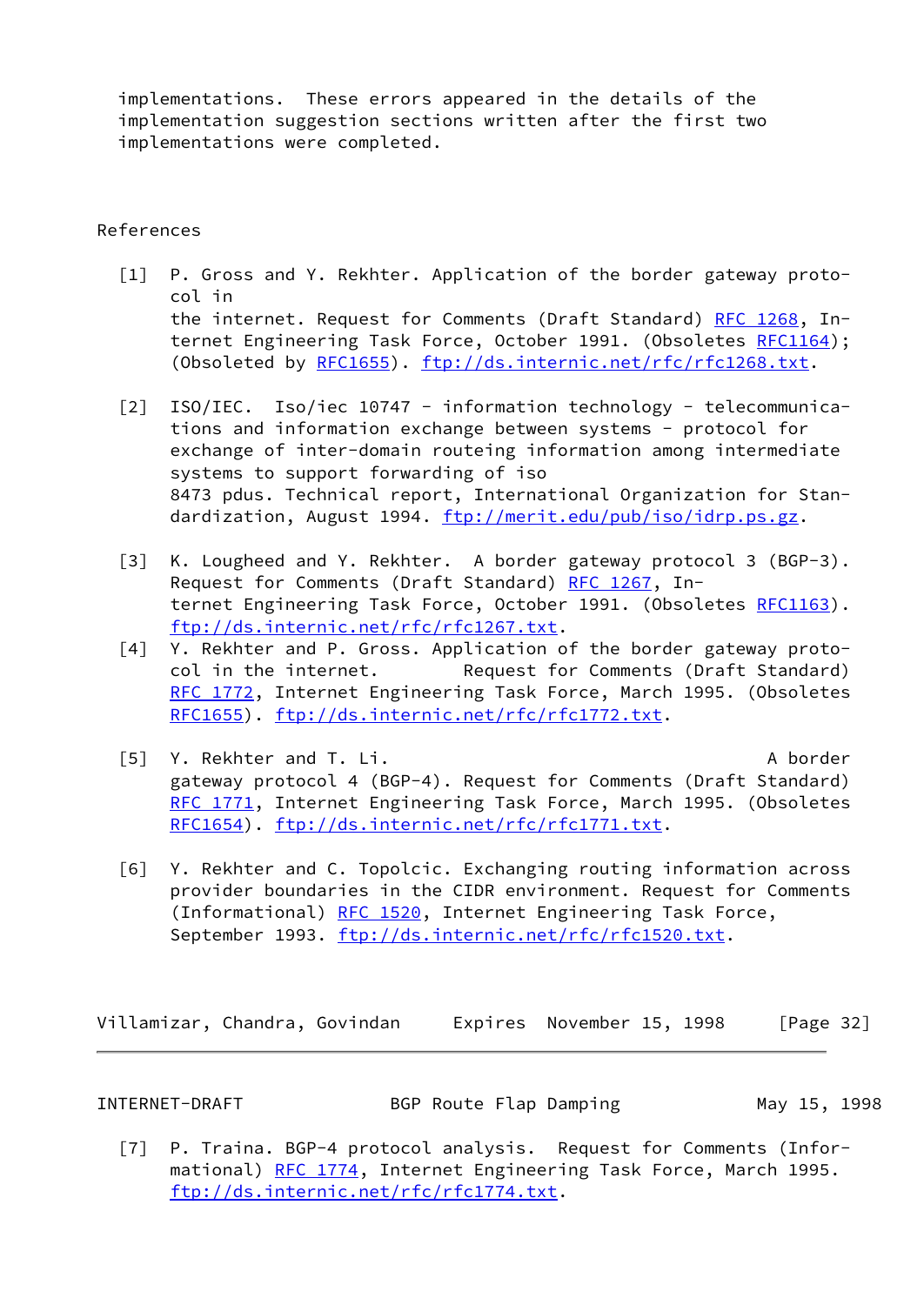implementations. These errors appeared in the details of the implementation suggestion sections written after the first two implementations were completed.

## References

[1] P. Gross and Y. Rekhter. Application of the border gateway protocol in the internet. Request for Comments (Draft Standard) RFC 1268, Internet Engineering Task Force, October 1991. (Obsoletes RFC1164); (Obsoleted by RFC1655). ftp://ds.internic.net/rfc/rfc1268.txt.

[2] ISO/IEC. Iso/iec 10747 - information technology - telecommunications and information exchange between systems - protocol for exchange of inter-domain routeing information among intermediate systems to support forwarding of iso 8473 pdus. Technical report, International Organization for Standardization, August 1994. ftp://merit.edu/pub/iso/idrp.ps.gz.

[3] K. Lougheed and Y. Rekhter. A border gateway protocol 3 (BGP-3). Request for Comments (Draft Standard) RFC 1267, Internet Engineering Task Force, October 1991. (Obsoletes RFC1163). ftp://ds.internic.net/rfc/rfc1267.txt.

[4] Y. Rekhter and P. Gross. Application of the border gateway protocol in the internet. Request for Comments (Draft Standard) RFC 1772, Internet Engineering Task Force, March 1995. (Obsoletes RFC1655). ftp://ds.internic.net/rfc/rfc1772.txt.

[5] Y. Rekhter and T. Li. A border gateway protocol 4 (BGP-4). Request for Comments (Draft Standard) RFC 1771, Internet Engineering Task Force, March 1995. (Obsoletes RFC1654). ftp://ds.internic.net/rfc/rfc1771.txt.

[6] Y. Rekhter and C. Topolcic. Exchanging routing information across provider boundaries in the CIDR environment. Request for Comments (Informational) RFC 1520, Internet Engineering Task Force, September 1993. ftp://ds.internic.net/rfc/rfc1520.txt.

[7] P. Traina. BGP-4 protocol analysis. Request for Comments (Informational) RFC 1774, Internet Engineering Task Force, March 1995. ftp://ds.internic.net/rfc/rfc1774.txt.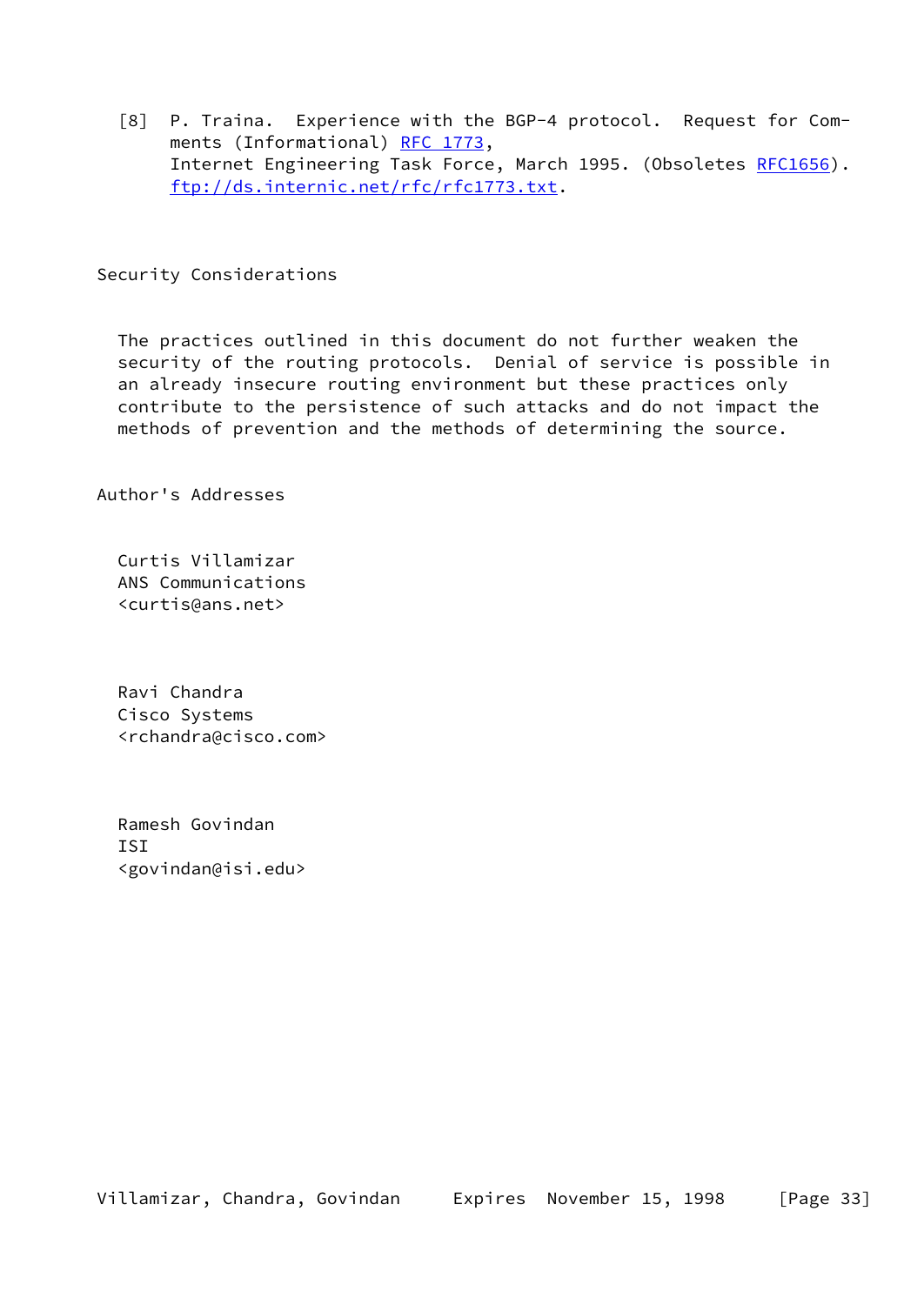[8] P. Traina. Experience with the BGP-4 protocol. Request for Comments (Informational) RFC 1773, Internet Engineering Task Force, March 1995. (Obsoletes RFC1656). ftp://ds.internic.net/rfc/rfc1773.txt.

## Security Considerations

The practices outlined in this document do not further weaken the security of the routing protocols. Denial of service is possible in an already insecure routing environment but these practices only contribute to the persistence of such attacks and do not impact the methods of prevention and the methods of determining the source.

## Author's Addresses

Curtis Villamizar
ANS Communications
<curtis@ans.net>

Ravi Chandra
Cisco Systems
<rchandra@cisco.com>

Ramesh Govindan
ISI
<govindan@isi.edu>